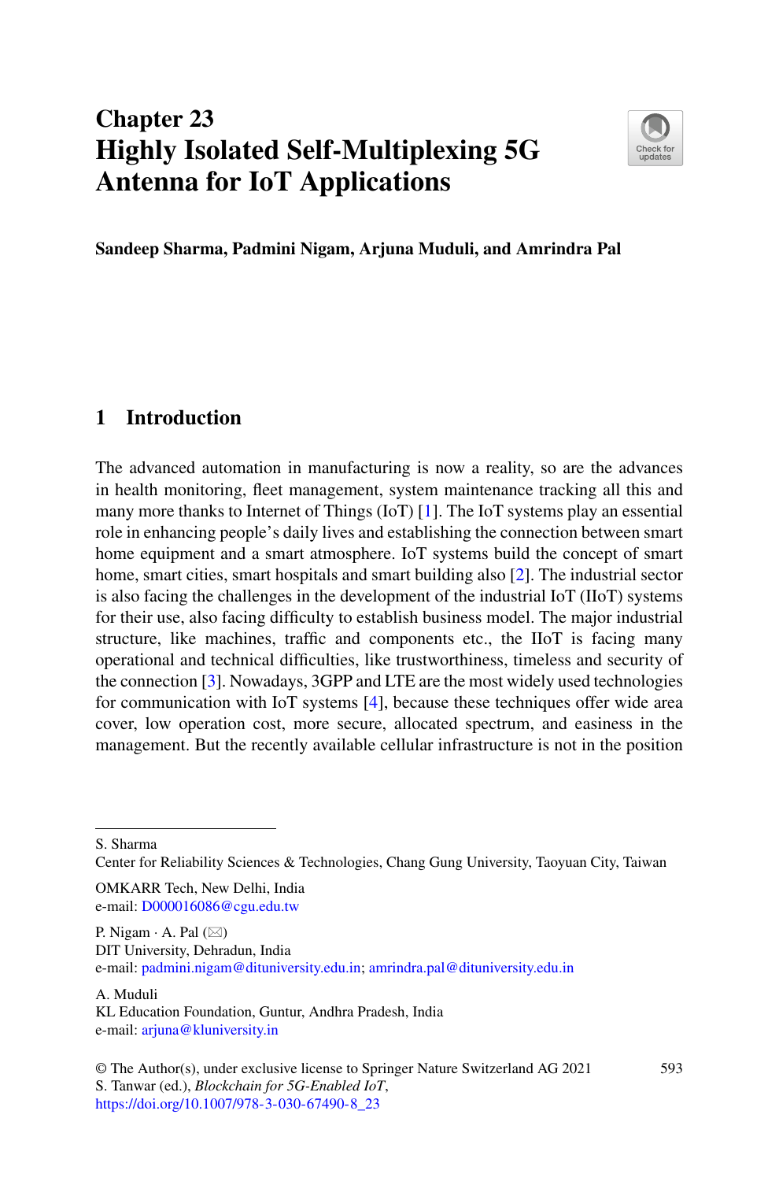# Chapter 23
# Highly Isolated Self-Multiplexing 5G Antenna for IoT Applications

**Sandeep Sharma, Padmini Nigam, Arjuna Muduli, and Amrindra Pal**

## 1 Introduction

The advanced automation in manufacturing is now a reality, so are the advances in health monitoring, fleet management, system maintenance tracking all this and many more thanks to Internet of Things (IoT) [1]. The IoT systems play an essential role in enhancing people's daily lives and establishing the connection between smart home equipment and a smart atmosphere. IoT systems build the concept of smart home, smart cities, smart hospitals and smart building also [2]. The industrial sector is also facing the challenges in the development of the industrial IoT (IIoT) systems for their use, also facing difficulty to establish business model. The major industrial structure, like machines, traffic and components etc., the IIoT is facing many operational and technical difficulties, like trustworthiness, timeless and security of the connection [3]. Nowadays, 3GPP and LTE are the most widely used technologies for communication with IoT systems [4], because these techniques offer wide area cover, low operation cost, more secure, allocated spectrum, and easiness in the management. But the recently available cellular infrastructure is not in the position

---

S. Sharma
Center for Reliability Sciences & Technologies, Chang Gung University, Taoyuan City, Taiwan

OMKARR Tech, New Delhi, India
e-mail: D000016086@cgu.edu.tw

P. Nigam · A. Pal (✉)
DIT University, Dehradun, India
e-mail: padmini.nigam@dituniversity.edu.in; amrindra.pal@dituniversity.edu.in

A. Muduli
KL Education Foundation, Guntur, Andhra Pradesh, India
e-mail: arjuna@kluniversity.in

© The Author(s), under exclusive license to Springer Nature Switzerland AG 2021
S. Tanwar (ed.), *Blockchain for 5G-Enabled IoT*,
https://doi.org/10.1007/978-3-030-67490-8_23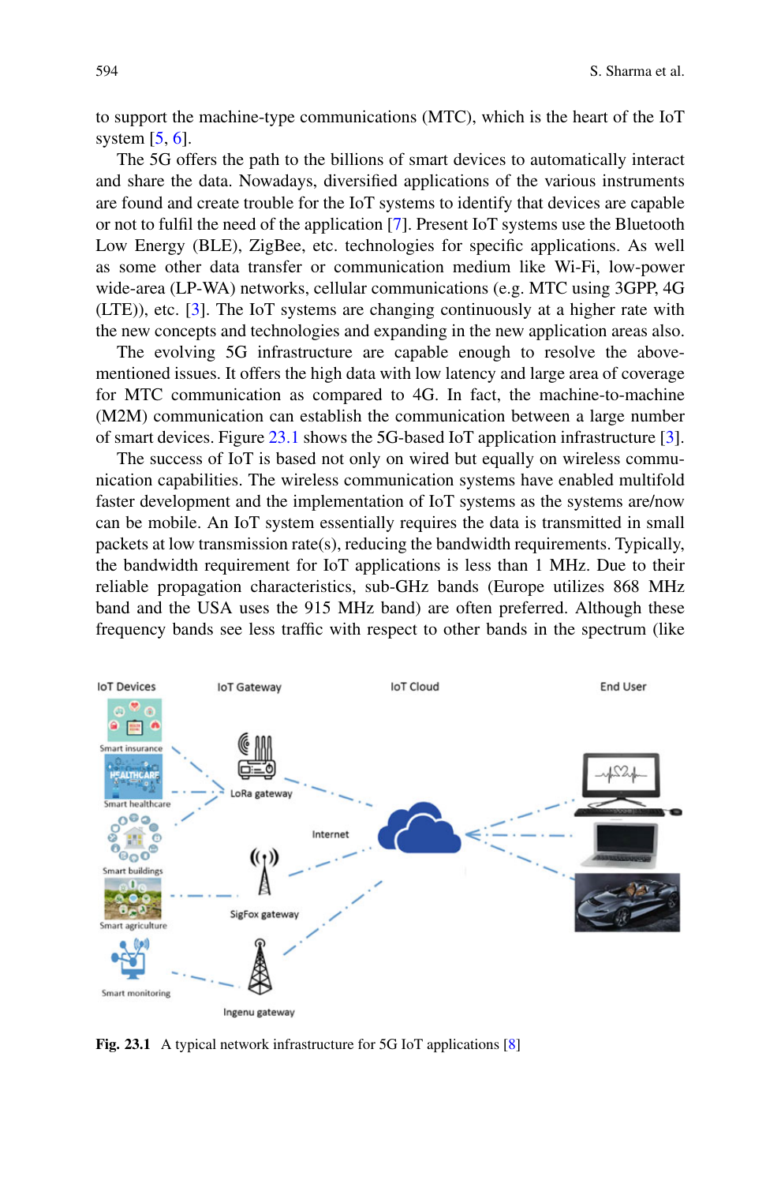to support the machine-type communications (MTC), which is the heart of the IoT system [5, 6].

The 5G offers the path to the billions of smart devices to automatically interact and share the data. Nowadays, diversified applications of the various instruments are found and create trouble for the IoT systems to identify that devices are capable or not to fulfil the need of the application [7]. Present IoT systems use the Bluetooth Low Energy (BLE), ZigBee, etc. technologies for specific applications. As well as some other data transfer or communication medium like Wi-Fi, low-power wide-area (LP-WA) networks, cellular communications (e.g. MTC using 3GPP, 4G (LTE)), etc. [3]. The IoT systems are changing continuously at a higher rate with the new concepts and technologies and expanding in the new application areas also.

The evolving 5G infrastructure are capable enough to resolve the above-mentioned issues. It offers the high data with low latency and large area of coverage for MTC communication as compared to 4G. In fact, the machine-to-machine (M2M) communication can establish the communication between a large number of smart devices. Figure 23.1 shows the 5G-based IoT application infrastructure [3].

The success of IoT is based not only on wired but equally on wireless communication capabilities. The wireless communication systems have enabled multifold faster development and the implementation of IoT systems as the systems are/now can be mobile. An IoT system essentially requires the data is transmitted in small packets at low transmission rate(s), reducing the bandwidth requirements. Typically, the bandwidth requirement for IoT applications is less than 1 MHz. Due to their reliable propagation characteristics, sub-GHz bands (Europe utilizes 868 MHz band and the USA uses the 915 MHz band) are often preferred. Although these frequency bands see less traffic with respect to other bands in the spectrum (like

**Fig. 23.1** A typical network infrastructure for 5G IoT applications [8]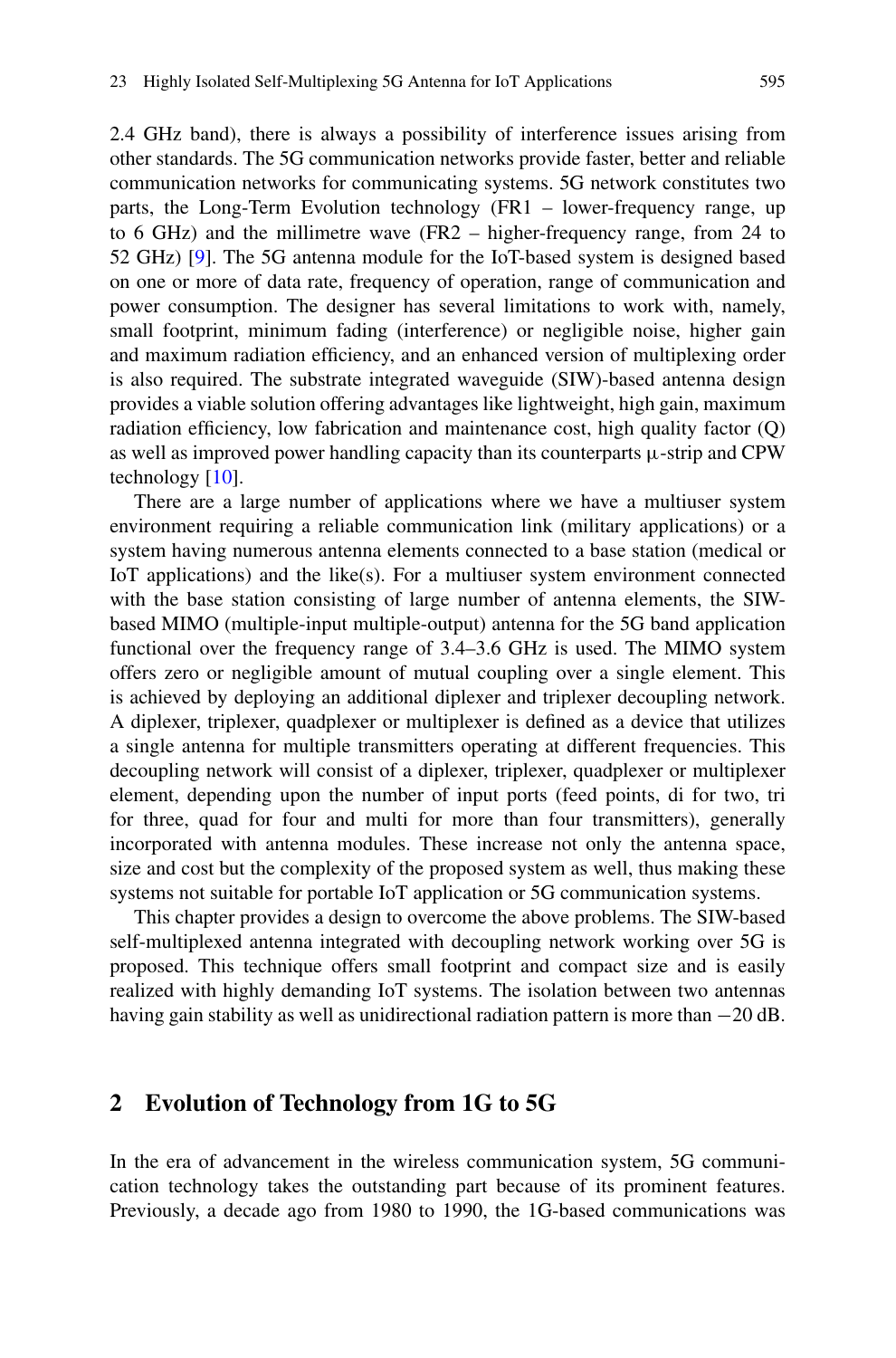2.4 GHz band), there is always a possibility of interference issues arising from other standards. The 5G communication networks provide faster, better and reliable communication networks for communicating systems. 5G network constitutes two parts, the Long-Term Evolution technology (FR1 – lower-frequency range, up to 6 GHz) and the millimetre wave (FR2 – higher-frequency range, from 24 to 52 GHz) [9]. The 5G antenna module for the IoT-based system is designed based on one or more of data rate, frequency of operation, range of communication and power consumption. The designer has several limitations to work with, namely, small footprint, minimum fading (interference) or negligible noise, higher gain and maximum radiation efficiency, and an enhanced version of multiplexing order is also required. The substrate integrated waveguide (SIW)-based antenna design provides a viable solution offering advantages like lightweight, high gain, maximum radiation efficiency, low fabrication and maintenance cost, high quality factor (Q) as well as improved power handling capacity than its counterparts μ-strip and CPW technology [10].

There are a large number of applications where we have a multiuser system environment requiring a reliable communication link (military applications) or a system having numerous antenna elements connected to a base station (medical or IoT applications) and the like(s). For a multiuser system environment connected with the base station consisting of large number of antenna elements, the SIW-based MIMO (multiple-input multiple-output) antenna for the 5G band application functional over the frequency range of 3.4–3.6 GHz is used. The MIMO system offers zero or negligible amount of mutual coupling over a single element. This is achieved by deploying an additional diplexer and triplexer decoupling network. A diplexer, triplexer, quadplexer or multiplexer is defined as a device that utilizes a single antenna for multiple transmitters operating at different frequencies. This decoupling network will consist of a diplexer, triplexer, quadplexer or multiplexer element, depending upon the number of input ports (feed points, di for two, tri for three, quad for four and multi for more than four transmitters), generally incorporated with antenna modules. These increase not only the antenna space, size and cost but the complexity of the proposed system as well, thus making these systems not suitable for portable IoT application or 5G communication systems.

This chapter provides a design to overcome the above problems. The SIW-based self-multiplexed antenna integrated with decoupling network working over 5G is proposed. This technique offers small footprint and compact size and is easily realized with highly demanding IoT systems. The isolation between two antennas having gain stability as well as unidirectional radiation pattern is more than −20 dB.

## 2 Evolution of Technology from 1G to 5G

In the era of advancement in the wireless communication system, 5G communication technology takes the outstanding part because of its prominent features. Previously, a decade ago from 1980 to 1990, the 1G-based communications was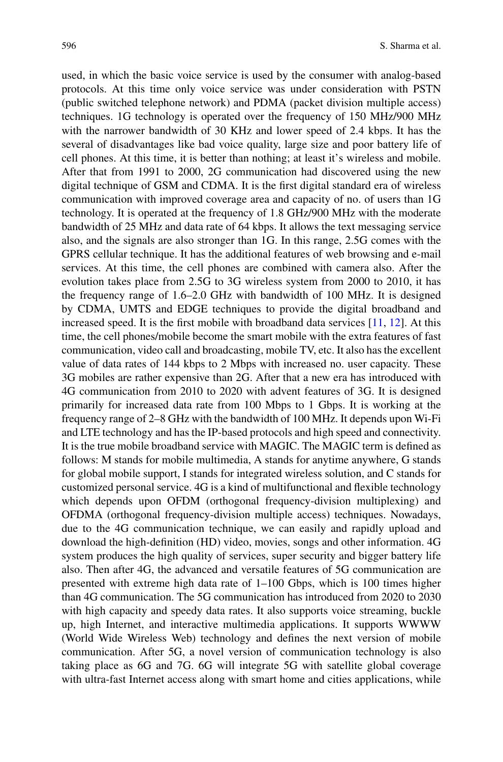used, in which the basic voice service is used by the consumer with analog-based protocols. At this time only voice service was under consideration with PSTN (public switched telephone network) and PDMA (packet division multiple access) techniques. 1G technology is operated over the frequency of 150 MHz/900 MHz with the narrower bandwidth of 30 KHz and lower speed of 2.4 kbps. It has the several of disadvantages like bad voice quality, large size and poor battery life of cell phones. At this time, it is better than nothing; at least it's wireless and mobile. After that from 1991 to 2000, 2G communication had discovered using the new digital technique of GSM and CDMA. It is the first digital standard era of wireless communication with improved coverage area and capacity of no. of users than 1G technology. It is operated at the frequency of 1.8 GHz/900 MHz with the moderate bandwidth of 25 MHz and data rate of 64 kbps. It allows the text messaging service also, and the signals are also stronger than 1G. In this range, 2.5G comes with the GPRS cellular technique. It has the additional features of web browsing and e-mail services. At this time, the cell phones are combined with camera also. After the evolution takes place from 2.5G to 3G wireless system from 2000 to 2010, it has the frequency range of 1.6–2.0 GHz with bandwidth of 100 MHz. It is designed by CDMA, UMTS and EDGE techniques to provide the digital broadband and increased speed. It is the first mobile with broadband data services [11, 12]. At this time, the cell phones/mobile become the smart mobile with the extra features of fast communication, video call and broadcasting, mobile TV, etc. It also has the excellent value of data rates of 144 kbps to 2 Mbps with increased no. user capacity. These 3G mobiles are rather expensive than 2G. After that a new era has introduced with 4G communication from 2010 to 2020 with advent features of 3G. It is designed primarily for increased data rate from 100 Mbps to 1 Gbps. It is working at the frequency range of 2–8 GHz with the bandwidth of 100 MHz. It depends upon Wi-Fi and LTE technology and has the IP-based protocols and high speed and connectivity. It is the true mobile broadband service with MAGIC. The MAGIC term is defined as follows: M stands for mobile multimedia, A stands for anytime anywhere, G stands for global mobile support, I stands for integrated wireless solution, and C stands for customized personal service. 4G is a kind of multifunctional and flexible technology which depends upon OFDM (orthogonal frequency-division multiplexing) and OFDMA (orthogonal frequency-division multiple access) techniques. Nowadays, due to the 4G communication technique, we can easily and rapidly upload and download the high-definition (HD) video, movies, songs and other information. 4G system produces the high quality of services, super security and bigger battery life also. Then after 4G, the advanced and versatile features of 5G communication are presented with extreme high data rate of 1–100 Gbps, which is 100 times higher than 4G communication. The 5G communication has introduced from 2020 to 2030 with high capacity and speedy data rates. It also supports voice streaming, buckle up, high Internet, and interactive multimedia applications. It supports WWWW (World Wide Wireless Web) technology and defines the next version of mobile communication. After 5G, a novel version of communication technology is also taking place as 6G and 7G. 6G will integrate 5G with satellite global coverage with ultra-fast Internet access along with smart home and cities applications, while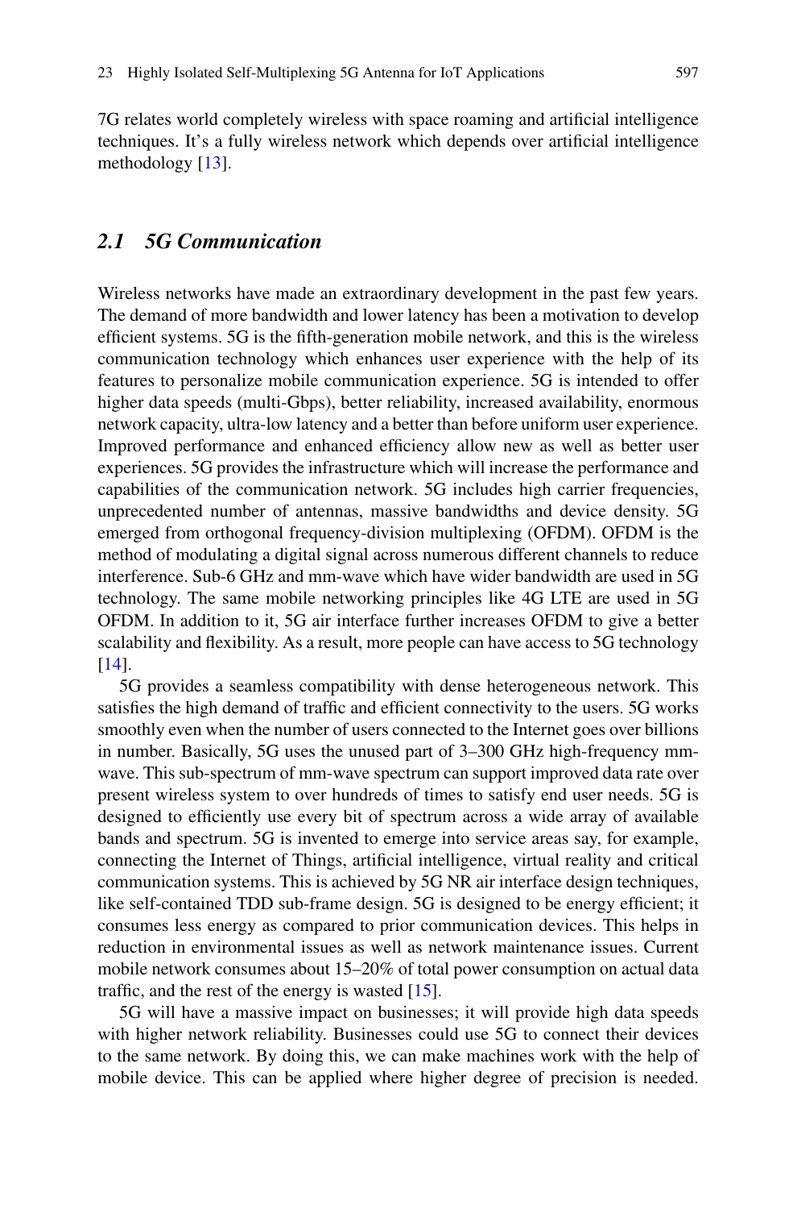7G relates world completely wireless with space roaming and artificial intelligence techniques. It's a fully wireless network which depends over artificial intelligence methodology [13].

## *2.1 5G Communication*

Wireless networks have made an extraordinary development in the past few years. The demand of more bandwidth and lower latency has been a motivation to develop efficient systems. 5G is the fifth-generation mobile network, and this is the wireless communication technology which enhances user experience with the help of its features to personalize mobile communication experience. 5G is intended to offer higher data speeds (multi-Gbps), better reliability, increased availability, enormous network capacity, ultra-low latency and a better than before uniform user experience. Improved performance and enhanced efficiency allow new as well as better user experiences. 5G provides the infrastructure which will increase the performance and capabilities of the communication network. 5G includes high carrier frequencies, unprecedented number of antennas, massive bandwidths and device density. 5G emerged from orthogonal frequency-division multiplexing (OFDM). OFDM is the method of modulating a digital signal across numerous different channels to reduce interference. Sub-6 GHz and mm-wave which have wider bandwidth are used in 5G technology. The same mobile networking principles like 4G LTE are used in 5G OFDM. In addition to it, 5G air interface further increases OFDM to give a better scalability and flexibility. As a result, more people can have access to 5G technology [14].

5G provides a seamless compatibility with dense heterogeneous network. This satisfies the high demand of traffic and efficient connectivity to the users. 5G works smoothly even when the number of users connected to the Internet goes over billions in number. Basically, 5G uses the unused part of 3–300 GHz high-frequency mm-wave. This sub-spectrum of mm-wave spectrum can support improved data rate over present wireless system to over hundreds of times to satisfy end user needs. 5G is designed to efficiently use every bit of spectrum across a wide array of available bands and spectrum. 5G is invented to emerge into service areas say, for example, connecting the Internet of Things, artificial intelligence, virtual reality and critical communication systems. This is achieved by 5G NR air interface design techniques, like self-contained TDD sub-frame design. 5G is designed to be energy efficient; it consumes less energy as compared to prior communication devices. This helps in reduction in environmental issues as well as network maintenance issues. Current mobile network consumes about 15–20% of total power consumption on actual data traffic, and the rest of the energy is wasted [15].

5G will have a massive impact on businesses; it will provide high data speeds with higher network reliability. Businesses could use 5G to connect their devices to the same network. By doing this, we can make machines work with the help of mobile device. This can be applied where higher degree of precision is needed.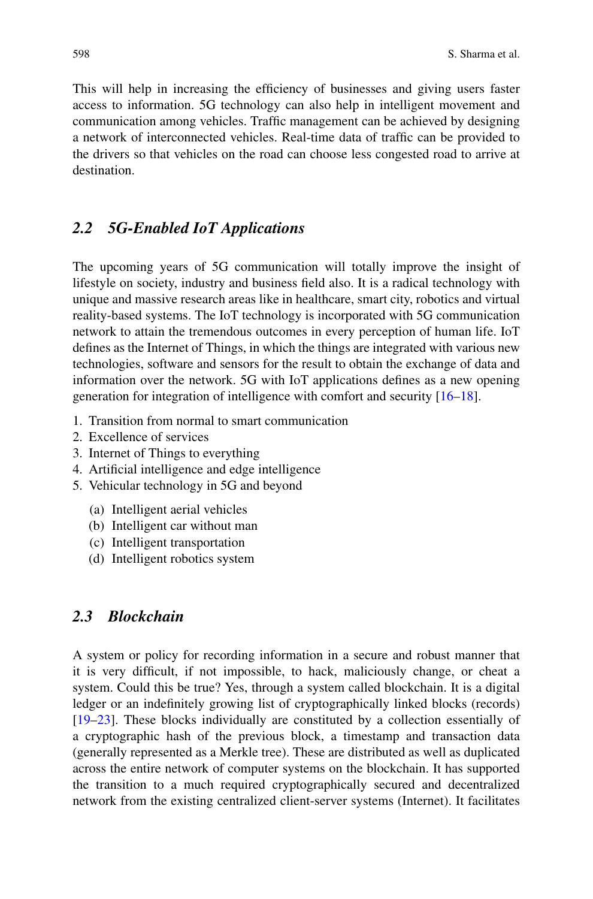This will help in increasing the efficiency of businesses and giving users faster access to information. 5G technology can also help in intelligent movement and communication among vehicles. Traffic management can be achieved by designing a network of interconnected vehicles. Real-time data of traffic can be provided to the drivers so that vehicles on the road can choose less congested road to arrive at destination.

## *2.2 5G-Enabled IoT Applications*

The upcoming years of 5G communication will totally improve the insight of lifestyle on society, industry and business field also. It is a radical technology with unique and massive research areas like in healthcare, smart city, robotics and virtual reality-based systems. The IoT technology is incorporated with 5G communication network to attain the tremendous outcomes in every perception of human life. IoT defines as the Internet of Things, in which the things are integrated with various new technologies, software and sensors for the result to obtain the exchange of data and information over the network. 5G with IoT applications defines as a new opening generation for integration of intelligence with comfort and security [16–18].

1. Transition from normal to smart communication
2. Excellence of services
3. Internet of Things to everything
4. Artificial intelligence and edge intelligence
5. Vehicular technology in 5G and beyond
   (a) Intelligent aerial vehicles
   (b) Intelligent car without man
   (c) Intelligent transportation
   (d) Intelligent robotics system

## *2.3 Blockchain*

A system or policy for recording information in a secure and robust manner that it is very difficult, if not impossible, to hack, maliciously change, or cheat a system. Could this be true? Yes, through a system called blockchain. It is a digital ledger or an indefinitely growing list of cryptographically linked blocks (records) [19–23]. These blocks individually are constituted by a collection essentially of a cryptographic hash of the previous block, a timestamp and transaction data (generally represented as a Merkle tree). These are distributed as well as duplicated across the entire network of computer systems on the blockchain. It has supported the transition to a much required cryptographically secured and decentralized network from the existing centralized client-server systems (Internet). It facilitates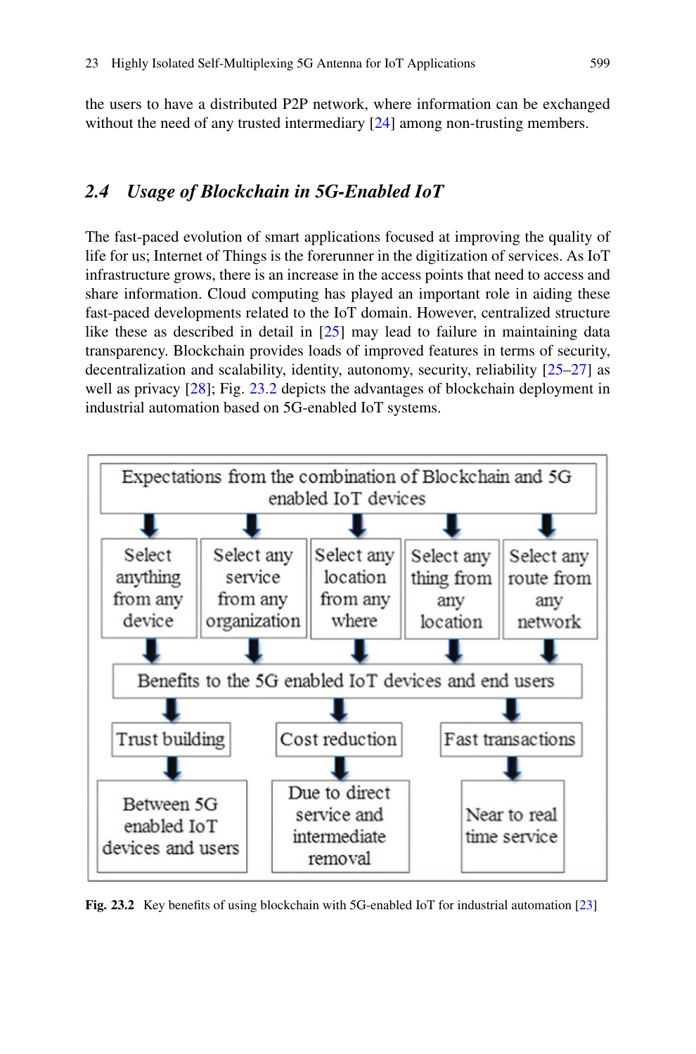the users to have a distributed P2P network, where information can be exchanged without the need of any trusted intermediary [24] among non-trusting members.

## 2.4 *Usage of Blockchain in 5G-Enabled IoT*

The fast-paced evolution of smart applications focused at improving the quality of life for us; Internet of Things is the forerunner in the digitization of services. As IoT infrastructure grows, there is an increase in the access points that need to access and share information. Cloud computing has played an important role in aiding these fast-paced developments related to the IoT domain. However, centralized structure like these as described in detail in [25] may lead to failure in maintaining data transparency. Blockchain provides loads of improved features in terms of security, decentralization and scalability, identity, autonomy, security, reliability [25–27] as well as privacy [28]; Fig. 23.2 depicts the advantages of blockchain deployment in industrial automation based on 5G-enabled IoT systems.

Expectations from the combination of Blockchain and 5G enabled IoT devices

- Select anything from any device
- Select any service from any organization
- Select any location from any where
- Select any thing from any location
- Select any route from any network

Benefits to the 5G enabled IoT devices and end users

- Trust building → Between 5G enabled IoT devices and users
- Cost reduction → Due to direct service and intermediate removal
- Fast transactions → Near to real time service

**Fig. 23.2** Key benefits of using blockchain with 5G-enabled IoT for industrial automation [23]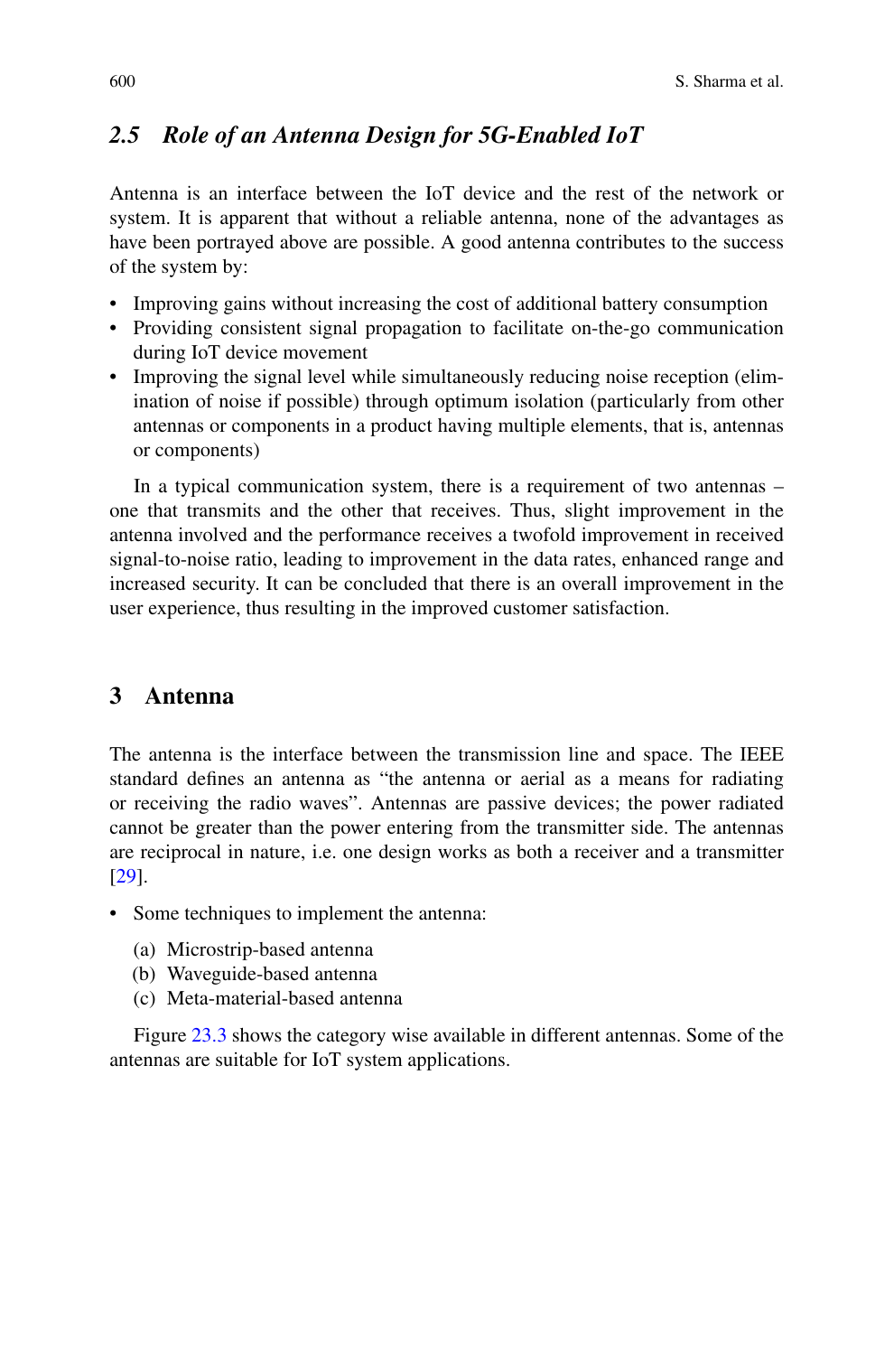### 2.5 *Role of an Antenna Design for 5G-Enabled IoT*

Antenna is an interface between the IoT device and the rest of the network or system. It is apparent that without a reliable antenna, none of the advantages as have been portrayed above are possible. A good antenna contributes to the success of the system by:

- Improving gains without increasing the cost of additional battery consumption
- Providing consistent signal propagation to facilitate on-the-go communication during IoT device movement
- Improving the signal level while simultaneously reducing noise reception (elimination of noise if possible) through optimum isolation (particularly from other antennas or components in a product having multiple elements, that is, antennas or components)

In a typical communication system, there is a requirement of two antennas – one that transmits and the other that receives. Thus, slight improvement in the antenna involved and the performance receives a twofold improvement in received signal-to-noise ratio, leading to improvement in the data rates, enhanced range and increased security. It can be concluded that there is an overall improvement in the user experience, thus resulting in the improved customer satisfaction.

## 3 Antenna

The antenna is the interface between the transmission line and space. The IEEE standard defines an antenna as "the antenna or aerial as a means for radiating or receiving the radio waves". Antennas are passive devices; the power radiated cannot be greater than the power entering from the transmitter side. The antennas are reciprocal in nature, i.e. one design works as both a receiver and a transmitter [29].

- Some techniques to implement the antenna:
  - (a) Microstrip-based antenna
  - (b) Waveguide-based antenna
  - (c) Meta-material-based antenna

Figure 23.3 shows the category wise available in different antennas. Some of the antennas are suitable for IoT system applications.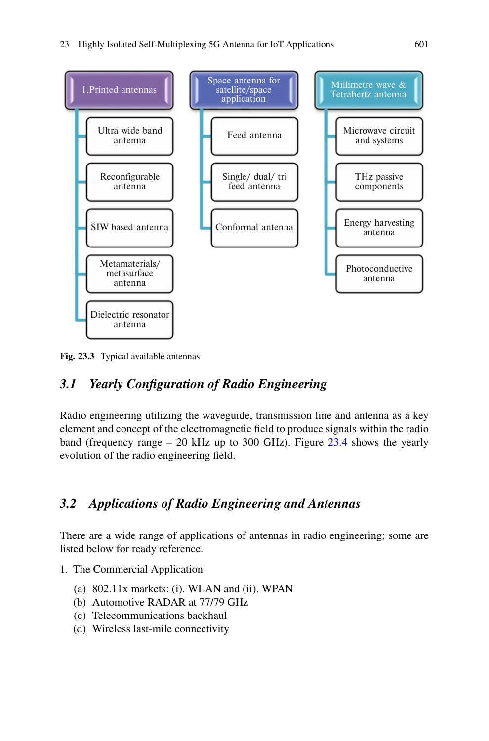1.Printed antennas
- Ultra wide band antenna
- Reconfigurable antenna
- SIW based antenna
- Metamaterials/ metasurface antenna
- Dielectric resonator antenna

Space antenna for satellite/space application
- Feed antenna
- Single/ dual/ tri feed antenna
- Conformal antenna

Millimetre wave & Tetrahertz antenna
- Microwave circuit and systems
- THz passive components
- Energy harvesting antenna
- Photoconductive antenna

**Fig. 23.3** Typical available antennas

## 3.1 *Yearly Configuration of Radio Engineering*

Radio engineering utilizing the waveguide, transmission line and antenna as a key element and concept of the electromagnetic field to produce signals within the radio band (frequency range – 20 kHz up to 300 GHz). Figure 23.4 shows the yearly evolution of the radio engineering field.

## 3.2 *Applications of Radio Engineering and Antennas*

There are a wide range of applications of antennas in radio engineering; some are listed below for ready reference.

1. The Commercial Application
   (a) 802.11x markets: (i). WLAN and (ii). WPAN
   (b) Automotive RADAR at 77/79 GHz
   (c) Telecommunications backhaul
   (d) Wireless last-mile connectivity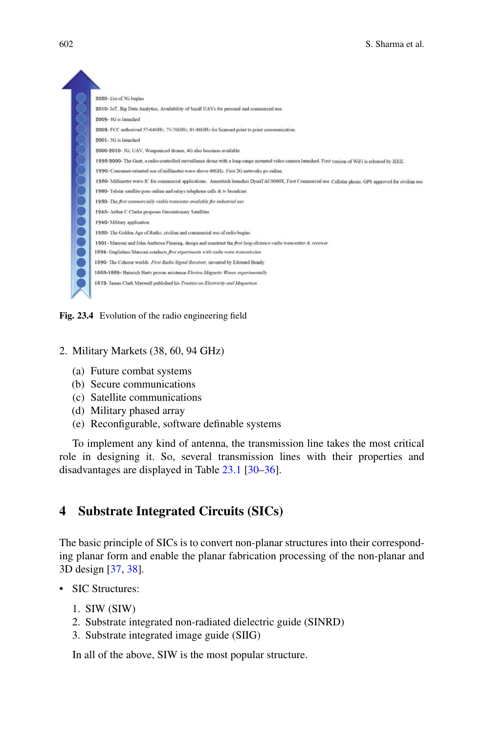2020- Era of 5G begins

2010- IoT, Big Data Analytics, Availability of Small UAVs for personal and commercial use.

2009- 4G is launched

2003- FCC authorized 57-64GHz, 71-76GHz, 81-86GHz for licensed point to point communication.

2001- 3G is launched

2000-2010- 3G, UAV, Weaponized drones, 4G also becomes available

1995-2000- The Gnat, a radio-controlled surveillance drone with a long-range mounted video camera launched. First version of WiFi is released by IEEE.

1990- Consumer-oriented use of millimetre wave above 40GHz. First 2G networks go online.

1980- Millimetre wave IC for commercial applications. Ameritech launches DynaTAC8000X, First Commercial use Cellular phone, GPS approved for civilian use

1960- Telstar satellite goes online and relays telephone calls & tv broadcast

1950- The *first commercially viable transistor available for industrial use*

1945- Arthur C Clarke proposes Geostationary Satellites

1940- Military application

1920- The Golden Age of Radio, civilian and commercial use of radio begins

1901- Marconi and John Ambrose Fleming, design and construct the *first long-distance radio transmitter & receiver*

1894- Guglielmo Marconi conducts *first experiments with radio wave transmission*

1890- The Coherer worlds *First Radio Signal Receiver*, invented by Edouard Branly

1885-1889- Heinrich Hertz proves existence *Electro-Magnetic Waves experimentally*

1873- James Clerk Maxwell published his *Treatise on Electricity and Magnetism*

**Fig. 23.4** Evolution of the radio engineering field

2. Military Markets (38, 60, 94 GHz)
   (a) Future combat systems
   (b) Secure communications
   (c) Satellite communications
   (d) Military phased array
   (e) Reconfigurable, software definable systems

To implement any kind of antenna, the transmission line takes the most critical role in designing it. So, several transmission lines with their properties and disadvantages are displayed in Table 23.1 [30–36].

## 4 Substrate Integrated Circuits (SICs)

The basic principle of SICs is to convert non-planar structures into their corresponding planar form and enable the planar fabrication processing of the non-planar and 3D design [37, 38].

- SIC Structures:
  1. SIW (SIW)
  2. Substrate integrated non-radiated dielectric guide (SINRD)
  3. Substrate integrated image guide (SIIG)

  In all of the above, SIW is the most popular structure.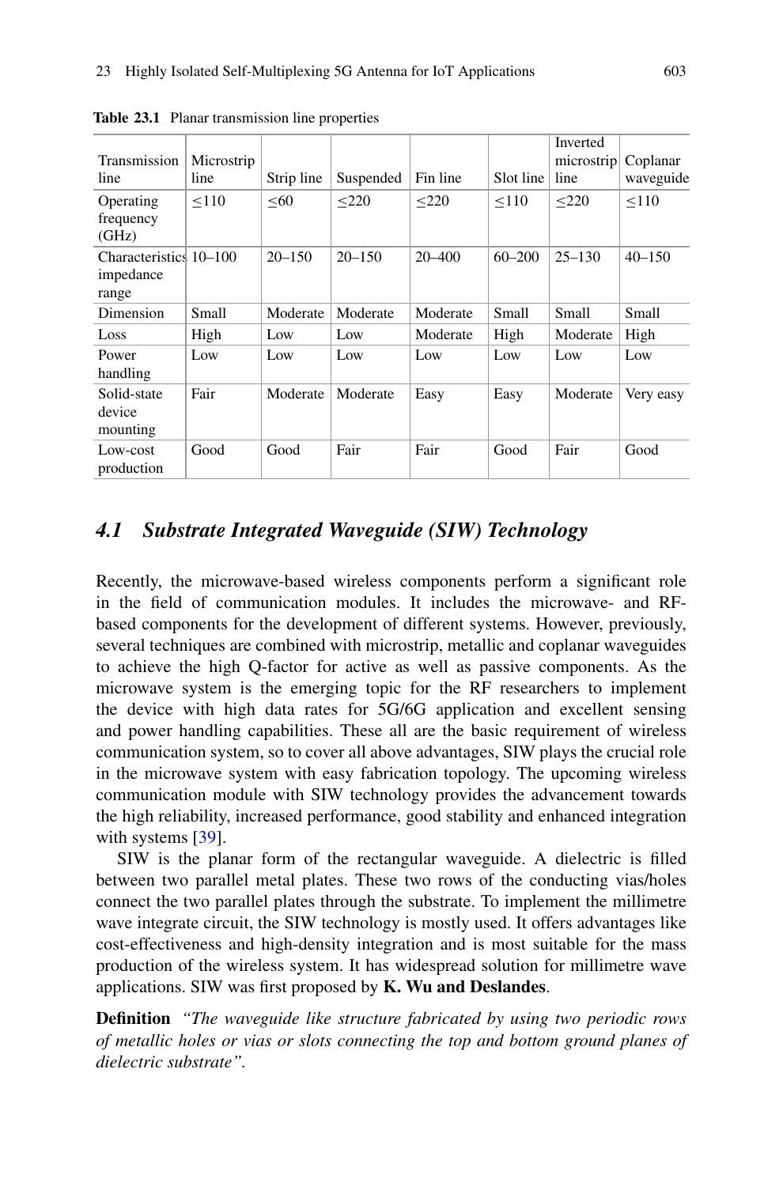**Table 23.1** Planar transmission line properties

| Transmission line | Microstrip line | Strip line | Suspended | Fin line | Slot line | Inverted microstrip line | Coplanar waveguide |
|---|---|---|---|---|---|---|---|
| Operating frequency (GHz) | $\leq$110 | $\leq$60 | $\leq$220 | $\leq$220 | $\leq$110 | $\leq$220 | $\leq$110 |
| Characteristics impedance range | 10–100 | 20–150 | 20–150 | 20–400 | 60–200 | 25–130 | 40–150 |
| Dimension | Small | Moderate | Moderate | Moderate | Small | Small | Small |
| Loss | High | Low | Low | Moderate | High | Moderate | High |
| Power handling | Low | Low | Low | Low | Low | Low | Low |
| Solid-state device mounting | Fair | Moderate | Moderate | Easy | Easy | Moderate | Very easy |
| Low-cost production | Good | Good | Fair | Fair | Good | Fair | Good |

## *4.1 Substrate Integrated Waveguide (SIW) Technology*

Recently, the microwave-based wireless components perform a significant role in the field of communication modules. It includes the microwave- and RF-based components for the development of different systems. However, previously, several techniques are combined with microstrip, metallic and coplanar waveguides to achieve the high Q-factor for active as well as passive components. As the microwave system is the emerging topic for the RF researchers to implement the device with high data rates for 5G/6G application and excellent sensing and power handling capabilities. These all are the basic requirement of wireless communication system, so to cover all above advantages, SIW plays the crucial role in the microwave system with easy fabrication topology. The upcoming wireless communication module with SIW technology provides the advancement towards the high reliability, increased performance, good stability and enhanced integration with systems [39].

SIW is the planar form of the rectangular waveguide. A dielectric is filled between two parallel metal plates. These two rows of the conducting vias/holes connect the two parallel plates through the substrate. To implement the millimetre wave integrate circuit, the SIW technology is mostly used. It offers advantages like cost-effectiveness and high-density integration and is most suitable for the mass production of the wireless system. It has widespread solution for millimetre wave applications. SIW was first proposed by **K. Wu and Deslandes**.

**Definition** *"The waveguide like structure fabricated by using two periodic rows of metallic holes or vias or slots connecting the top and bottom ground planes of dielectric substrate".*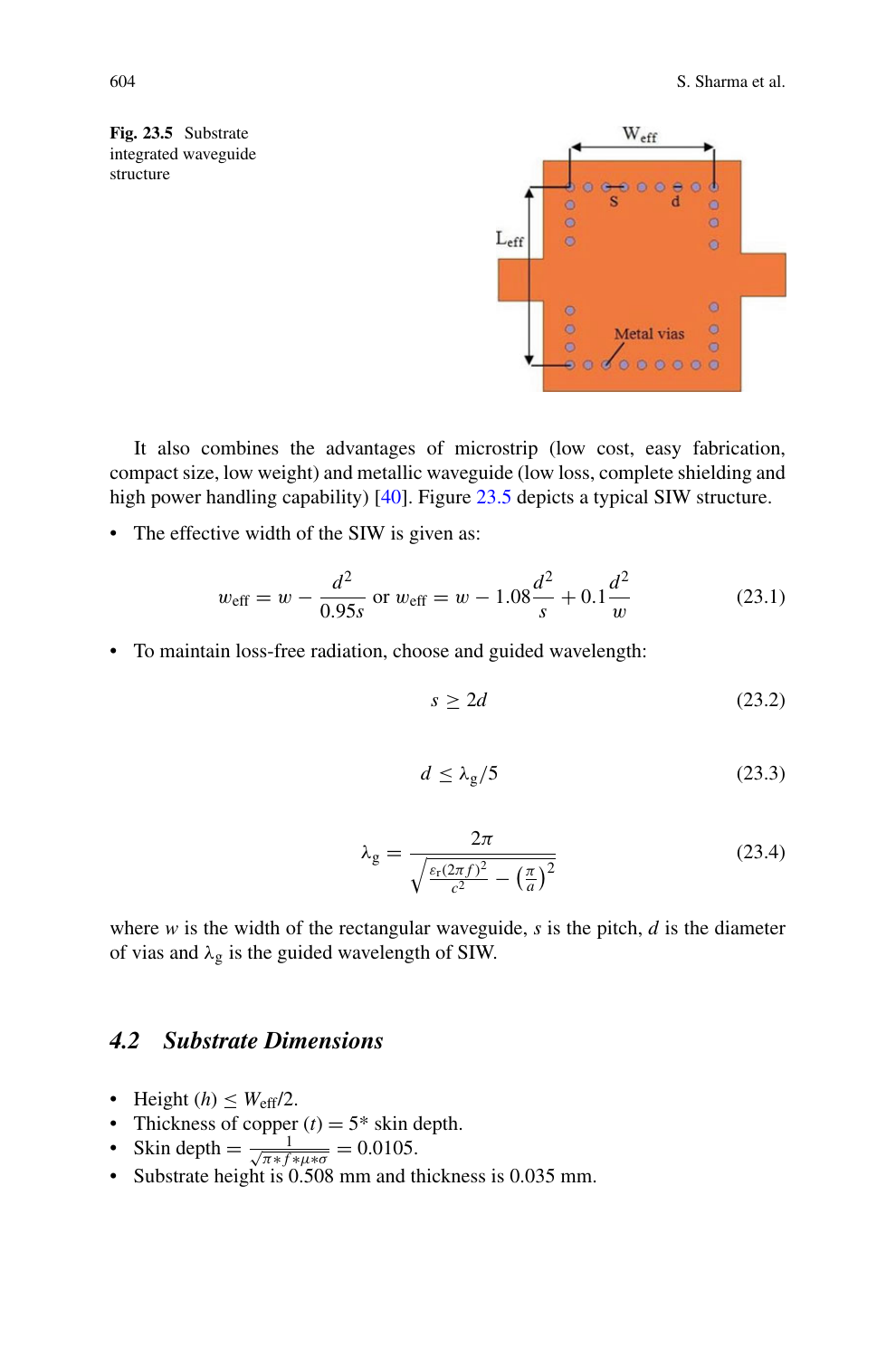**Fig. 23.5** Substrate integrated waveguide structure

It also combines the advantages of microstrip (low cost, easy fabrication, compact size, low weight) and metallic waveguide (low loss, complete shielding and high power handling capability) [40]. Figure 23.5 depicts a typical SIW structure.

- The effective width of the SIW is given as:

$$w_{\text{eff}} = w - \frac{d^2}{0.95s} \text{ or } w_{\text{eff}} = w - 1.08\frac{d^2}{s} + 0.1\frac{d^2}{w} \tag{23.1}$$

- To maintain loss-free radiation, choose and guided wavelength:

$$s \geq 2d \tag{23.2}$$

$$d \leq \lambda_g/5 \tag{23.3}$$

$$\lambda_g = \frac{2\pi}{\sqrt{\frac{\varepsilon_r(2\pi f)^2}{c^2} - \left(\frac{\pi}{a}\right)^2}} \tag{23.4}$$

where $w$ is the width of the rectangular waveguide, $s$ is the pitch, $d$ is the diameter of vias and $\lambda_g$ is the guided wavelength of SIW.

## 4.2 *Substrate Dimensions*

- Height ($h$) $\leq W_{\text{eff}}/2$.
- Thickness of copper ($t$) = 5* skin depth.
- Skin depth $= \frac{1}{\sqrt{\pi * f * \mu * \sigma}} = 0.0105$.
- Substrate height is 0.508 mm and thickness is 0.035 mm.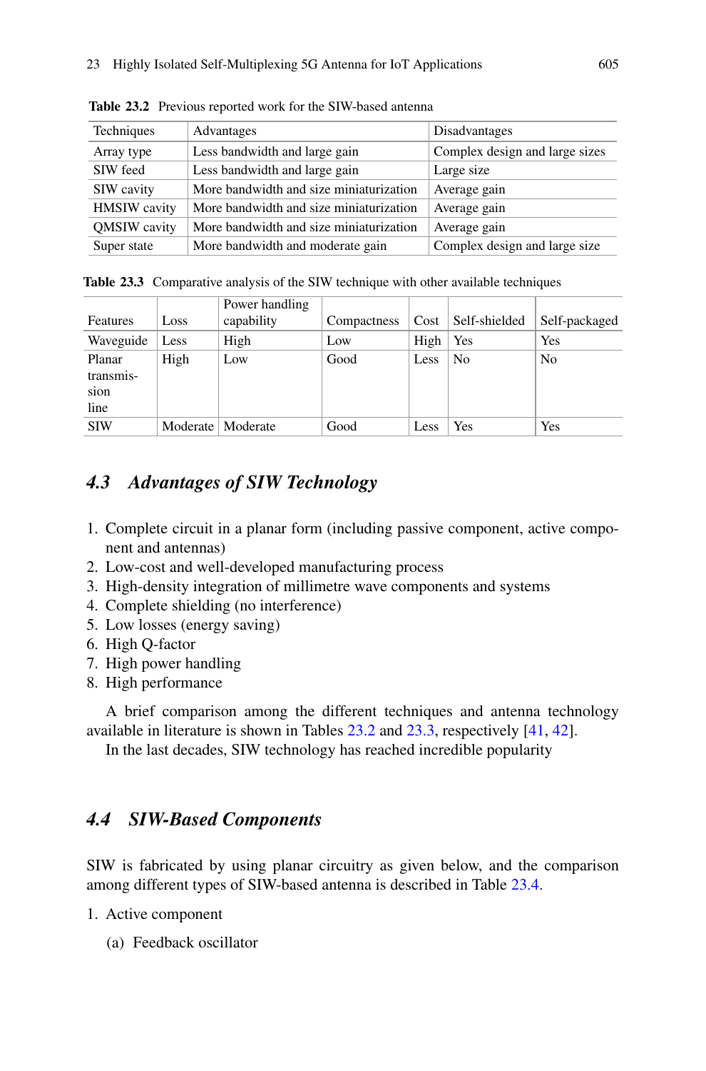Table 23.2 Previous reported work for the SIW-based antenna

| Techniques | Advantages | Disadvantages |
|---|---|---|
| Array type | Less bandwidth and large gain | Complex design and large sizes |
| SIW feed | Less bandwidth and large gain | Large size |
| SIW cavity | More bandwidth and size miniaturization | Average gain |
| HMSIW cavity | More bandwidth and size miniaturization | Average gain |
| QMSIW cavity | More bandwidth and size miniaturization | Average gain |
| Super state | More bandwidth and moderate gain | Complex design and large size |

Table 23.3 Comparative analysis of the SIW technique with other available techniques

| Features | Loss | Power handling capability | Compactness | Cost | Self-shielded | Self-packaged |
|---|---|---|---|---|---|---|
| Waveguide | Less | High | Low | High | Yes | Yes |
| Planar transmission line | High | Low | Good | Less | No | No |
| SIW | Moderate | Moderate | Good | Less | Yes | Yes |

## 4.3 Advantages of SIW Technology

1. Complete circuit in a planar form (including passive component, active component and antennas)
2. Low-cost and well-developed manufacturing process
3. High-density integration of millimetre wave components and systems
4. Complete shielding (no interference)
5. Low losses (energy saving)
6. High Q-factor
7. High power handling
8. High performance

A brief comparison among the different techniques and antenna technology available in literature is shown in Tables 23.2 and 23.3, respectively [41, 42].

In the last decades, SIW technology has reached incredible popularity

## 4.4 SIW-Based Components

SIW is fabricated by using planar circuitry as given below, and the comparison among different types of SIW-based antenna is described in Table 23.4.

1. Active component
   (a) Feedback oscillator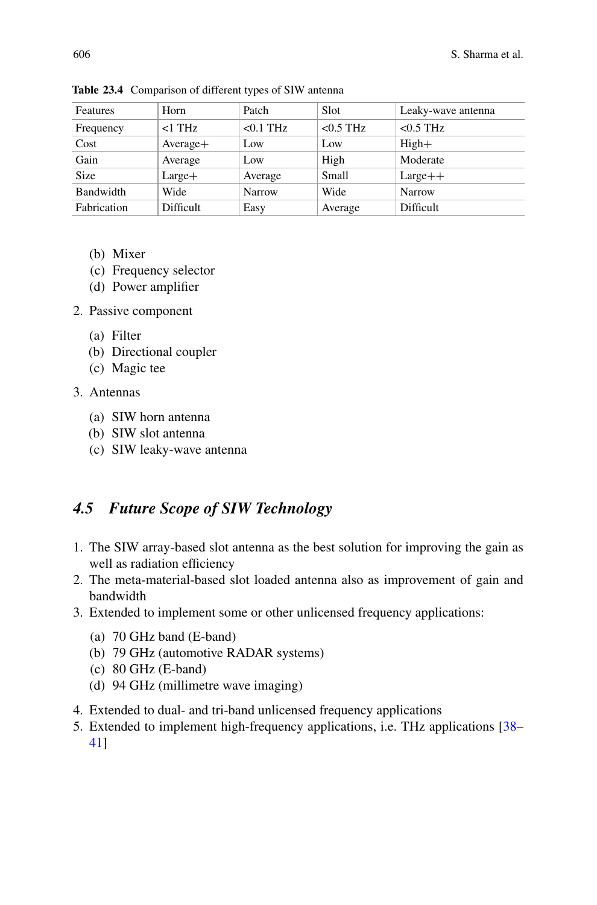Table 23.4 Comparison of different types of SIW antenna

| Features | Horn | Patch | Slot | Leaky-wave antenna |
|---|---|---|---|---|
| Frequency | <1 THz | <0.1 THz | <0.5 THz | <0.5 THz |
| Cost | Average+ | Low | Low | High+ |
| Gain | Average | Low | High | Moderate |
| Size | Large+ | Average | Small | Large++ |
| Bandwidth | Wide | Narrow | Wide | Narrow |
| Fabrication | Difficult | Easy | Average | Difficult |

   (b) Mixer
   (c) Frequency selector
   (d) Power amplifier

2. Passive component
   (a) Filter
   (b) Directional coupler
   (c) Magic tee
3. Antennas
   (a) SIW horn antenna
   (b) SIW slot antenna
   (c) SIW leaky-wave antenna

## 4.5 *Future Scope of SIW Technology*

1. The SIW array-based slot antenna as the best solution for improving the gain as well as radiation efficiency
2. The meta-material-based slot loaded antenna also as improvement of gain and bandwidth
3. Extended to implement some or other unlicensed frequency applications:
   (a) 70 GHz band (E-band)
   (b) 79 GHz (automotive RADAR systems)
   (c) 80 GHz (E-band)
   (d) 94 GHz (millimetre wave imaging)
4. Extended to dual- and tri-band unlicensed frequency applications
5. Extended to implement high-frequency applications, i.e. THz applications [38–41]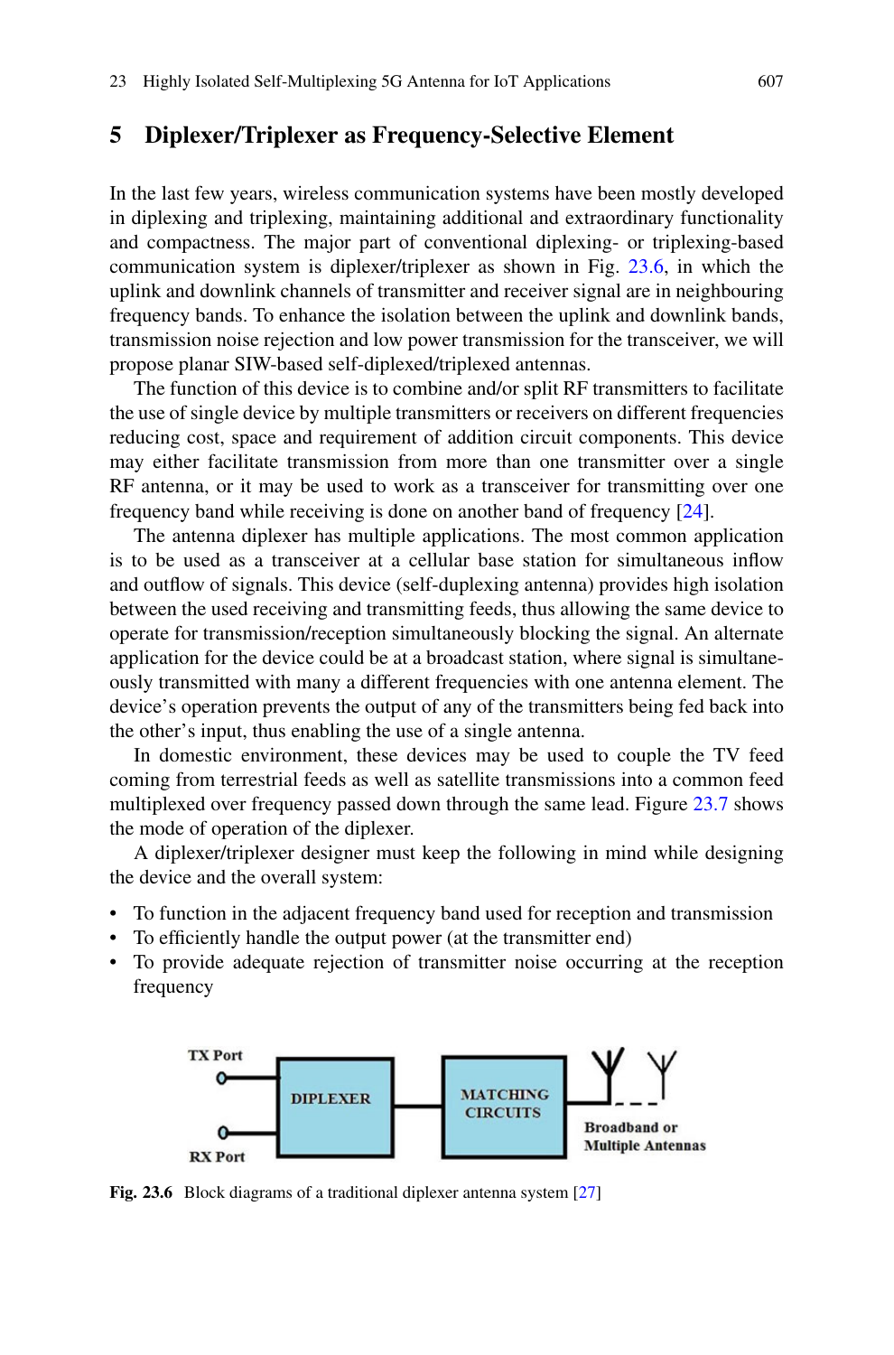## 5 Diplexer/Triplexer as Frequency-Selective Element

In the last few years, wireless communication systems have been mostly developed in diplexing and triplexing, maintaining additional and extraordinary functionality and compactness. The major part of conventional diplexing- or triplexing-based communication system is diplexer/triplexer as shown in Fig. 23.6, in which the uplink and downlink channels of transmitter and receiver signal are in neighbouring frequency bands. To enhance the isolation between the uplink and downlink bands, transmission noise rejection and low power transmission for the transceiver, we will propose planar SIW-based self-diplexed/triplexed antennas.

The function of this device is to combine and/or split RF transmitters to facilitate the use of single device by multiple transmitters or receivers on different frequencies reducing cost, space and requirement of addition circuit components. This device may either facilitate transmission from more than one transmitter over a single RF antenna, or it may be used to work as a transceiver for transmitting over one frequency band while receiving is done on another band of frequency [24].

The antenna diplexer has multiple applications. The most common application is to be used as a transceiver at a cellular base station for simultaneous inflow and outflow of signals. This device (self-duplexing antenna) provides high isolation between the used receiving and transmitting feeds, thus allowing the same device to operate for transmission/reception simultaneously blocking the signal. An alternate application for the device could be at a broadcast station, where signal is simultaneously transmitted with many a different frequencies with one antenna element. The device's operation prevents the output of any of the transmitters being fed back into the other's input, thus enabling the use of a single antenna.

In domestic environment, these devices may be used to couple the TV feed coming from terrestrial feeds as well as satellite transmissions into a common feed multiplexed over frequency passed down through the same lead. Figure 23.7 shows the mode of operation of the diplexer.

A diplexer/triplexer designer must keep the following in mind while designing the device and the overall system:

- To function in the adjacent frequency band used for reception and transmission
- To efficiently handle the output power (at the transmitter end)
- To provide adequate rejection of transmitter noise occurring at the reception frequency

TX Port

RX Port

DIPLEXER

MATCHING CIRCUITS

Broadband or Multiple Antennas

**Fig. 23.6** Block diagrams of a traditional diplexer antenna system [27]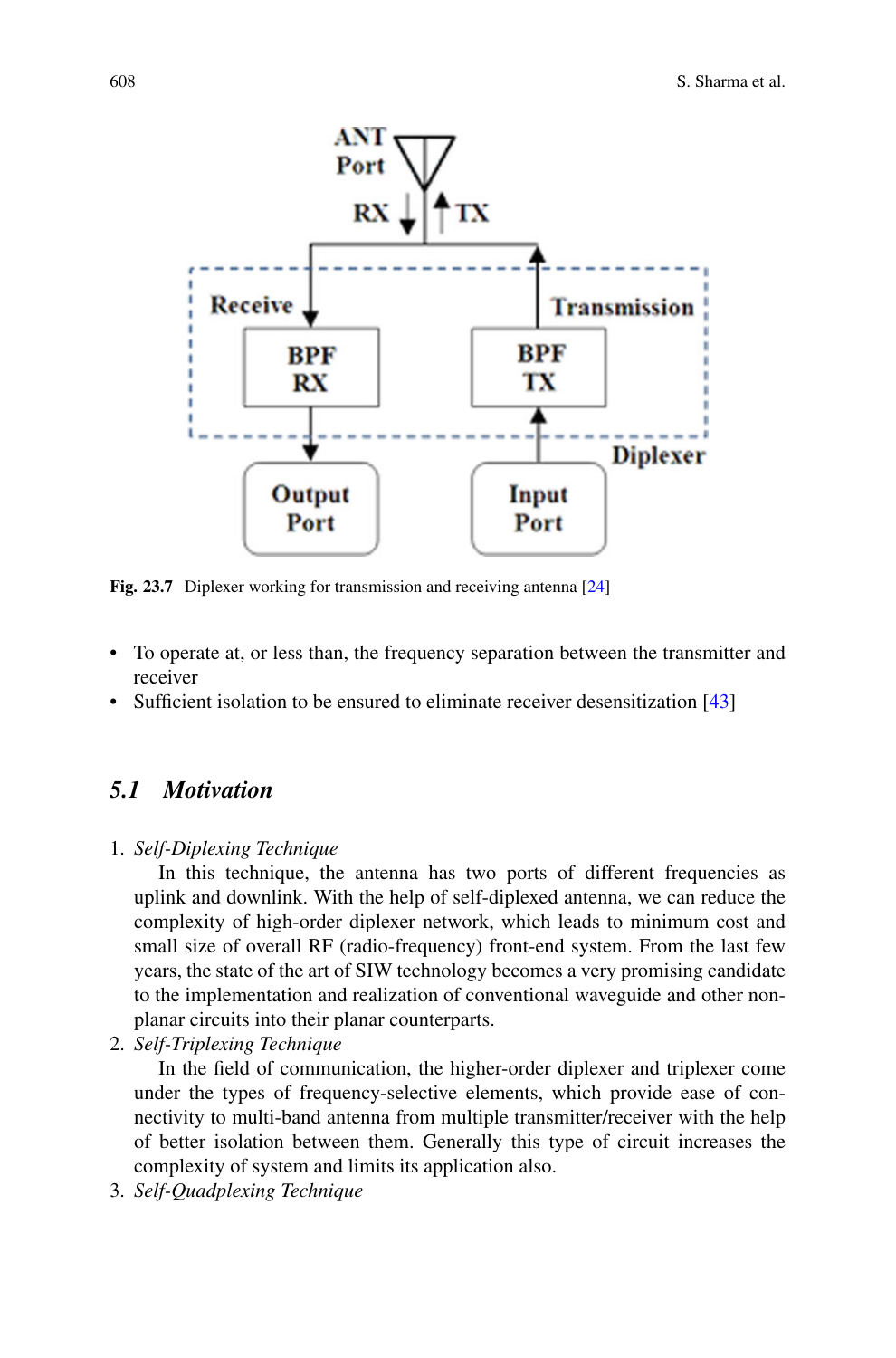Fig. 23.7 Diplexer working for transmission and receiving antenna [24]

- To operate at, or less than, the frequency separation between the transmitter and receiver
- Sufficient isolation to be ensured to eliminate receiver desensitization [43]

## 5.1 Motivation

1. *Self-Diplexing Technique*

   In this technique, the antenna has two ports of different frequencies as uplink and downlink. With the help of self-diplexed antenna, we can reduce the complexity of high-order diplexer network, which leads to minimum cost and small size of overall RF (radio-frequency) front-end system. From the last few years, the state of the art of SIW technology becomes a very promising candidate to the implementation and realization of conventional waveguide and other non-planar circuits into their planar counterparts.

2. *Self-Triplexing Technique*

   In the field of communication, the higher-order diplexer and triplexer come under the types of frequency-selective elements, which provide ease of connectivity to multi-band antenna from multiple transmitter/receiver with the help of better isolation between them. Generally this type of circuit increases the complexity of system and limits its application also.

3. *Self-Quadplexing Technique*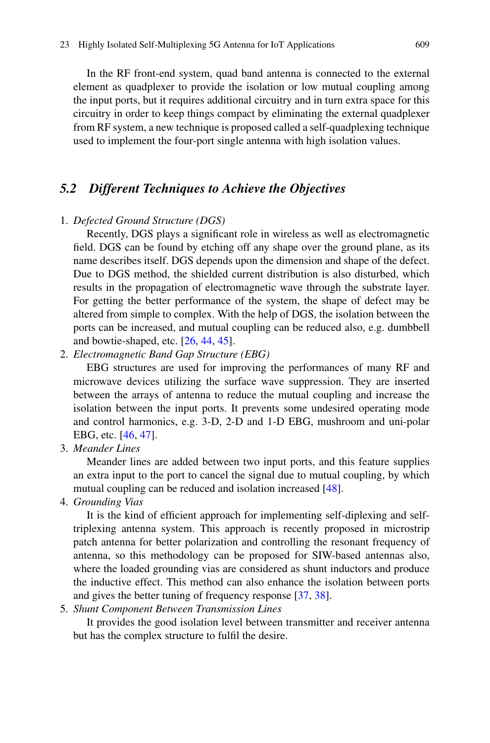In the RF front-end system, quad band antenna is connected to the external element as quadplexer to provide the isolation or low mutual coupling among the input ports, but it requires additional circuitry and in turn extra space for this circuitry in order to keep things compact by eliminating the external quadplexer from RF system, a new technique is proposed called a self-quadplexing technique used to implement the four-port single antenna with high isolation values.

## *5.2 Different Techniques to Achieve the Objectives*

1. *Defected Ground Structure (DGS)*

   Recently, DGS plays a significant role in wireless as well as electromagnetic field. DGS can be found by etching off any shape over the ground plane, as its name describes itself. DGS depends upon the dimension and shape of the defect. Due to DGS method, the shielded current distribution is also disturbed, which results in the propagation of electromagnetic wave through the substrate layer. For getting the better performance of the system, the shape of defect may be altered from simple to complex. With the help of DGS, the isolation between the ports can be increased, and mutual coupling can be reduced also, e.g. dumbbell and bowtie-shaped, etc. [26, 44, 45].

2. *Electromagnetic Band Gap Structure (EBG)*

   EBG structures are used for improving the performances of many RF and microwave devices utilizing the surface wave suppression. They are inserted between the arrays of antenna to reduce the mutual coupling and increase the isolation between the input ports. It prevents some undesired operating mode and control harmonics, e.g. 3-D, 2-D and 1-D EBG, mushroom and uni-polar EBG, etc. [46, 47].

3. *Meander Lines*

   Meander lines are added between two input ports, and this feature supplies an extra input to the port to cancel the signal due to mutual coupling, by which mutual coupling can be reduced and isolation increased [48].

4. *Grounding Vias*

   It is the kind of efficient approach for implementing self-diplexing and self-triplexing antenna system. This approach is recently proposed in microstrip patch antenna for better polarization and controlling the resonant frequency of antenna, so this methodology can be proposed for SIW-based antennas also, where the loaded grounding vias are considered as shunt inductors and produce the inductive effect. This method can also enhance the isolation between ports and gives the better tuning of frequency response [37, 38].

5. *Shunt Component Between Transmission Lines*

   It provides the good isolation level between transmitter and receiver antenna but has the complex structure to fulfil the desire.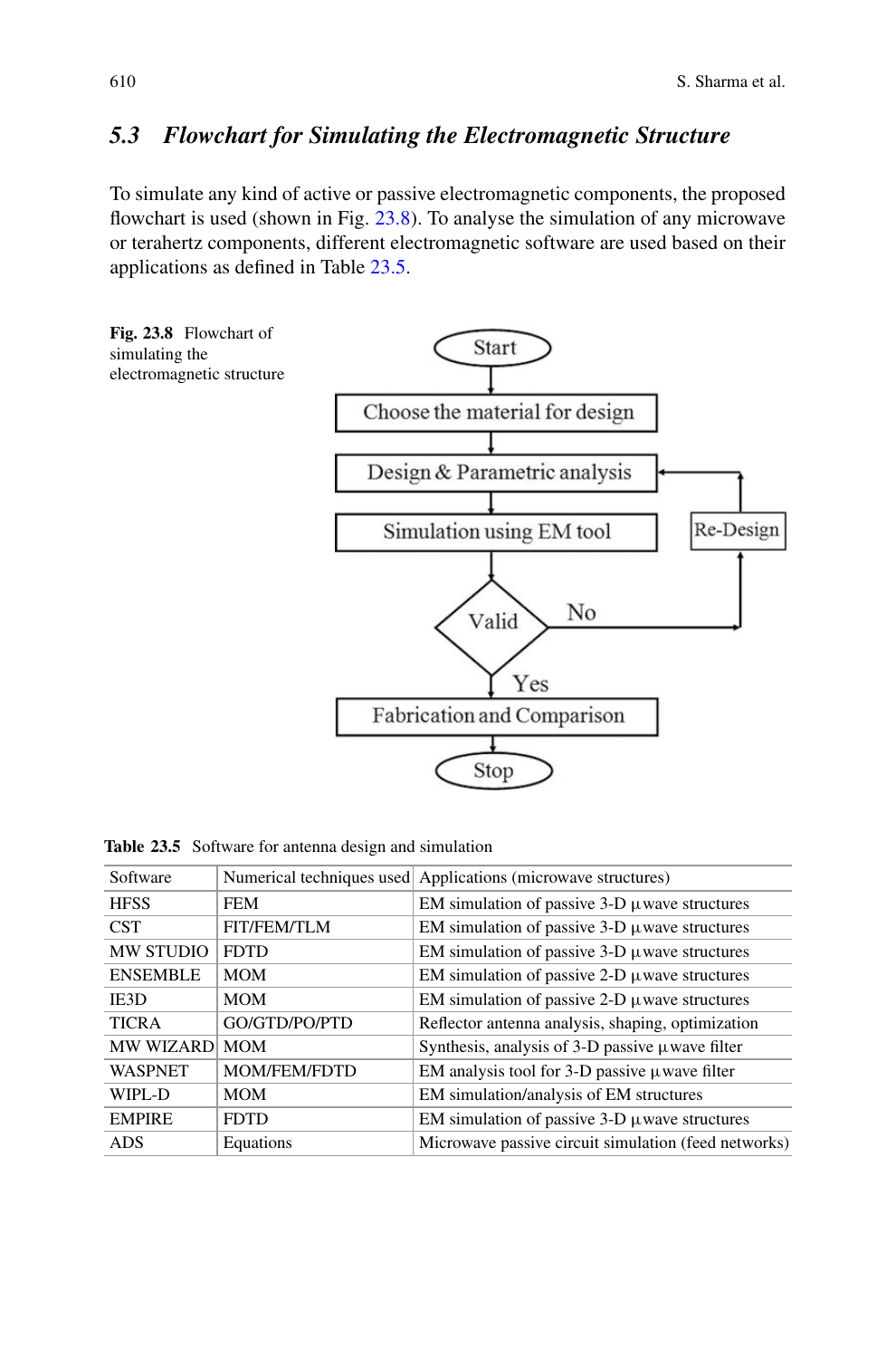### 5.3 *Flowchart for Simulating the Electromagnetic Structure*

To simulate any kind of active or passive electromagnetic components, the proposed flowchart is used (shown in Fig. 23.8). To analyse the simulation of any microwave or terahertz components, different electromagnetic software are used based on their applications as defined in Table 23.5.

**Fig. 23.8** Flowchart of simulating the electromagnetic structure

**Table 23.5** Software for antenna design and simulation

| Software | Numerical techniques used | Applications (microwave structures) |
|---|---|---|
| HFSS | FEM | EM simulation of passive 3-D µwave structures |
| CST | FIT/FEM/TLM | EM simulation of passive 3-D µwave structures |
| MW STUDIO | FDTD | EM simulation of passive 3-D µwave structures |
| ENSEMBLE | MOM | EM simulation of passive 2-D µwave structures |
| IE3D | MOM | EM simulation of passive 2-D µwave structures |
| TICRA | GO/GTD/PO/PTD | Reflector antenna analysis, shaping, optimization |
| MW WIZARD | MOM | Synthesis, analysis of 3-D passive µwave filter |
| WASPNET | MOM/FEM/FDTD | EM analysis tool for 3-D passive µwave filter |
| WIPL-D | MOM | EM simulation/analysis of EM structures |
| EMPIRE | FDTD | EM simulation of passive 3-D µwave structures |
| ADS | Equations | Microwave passive circuit simulation (feed networks) |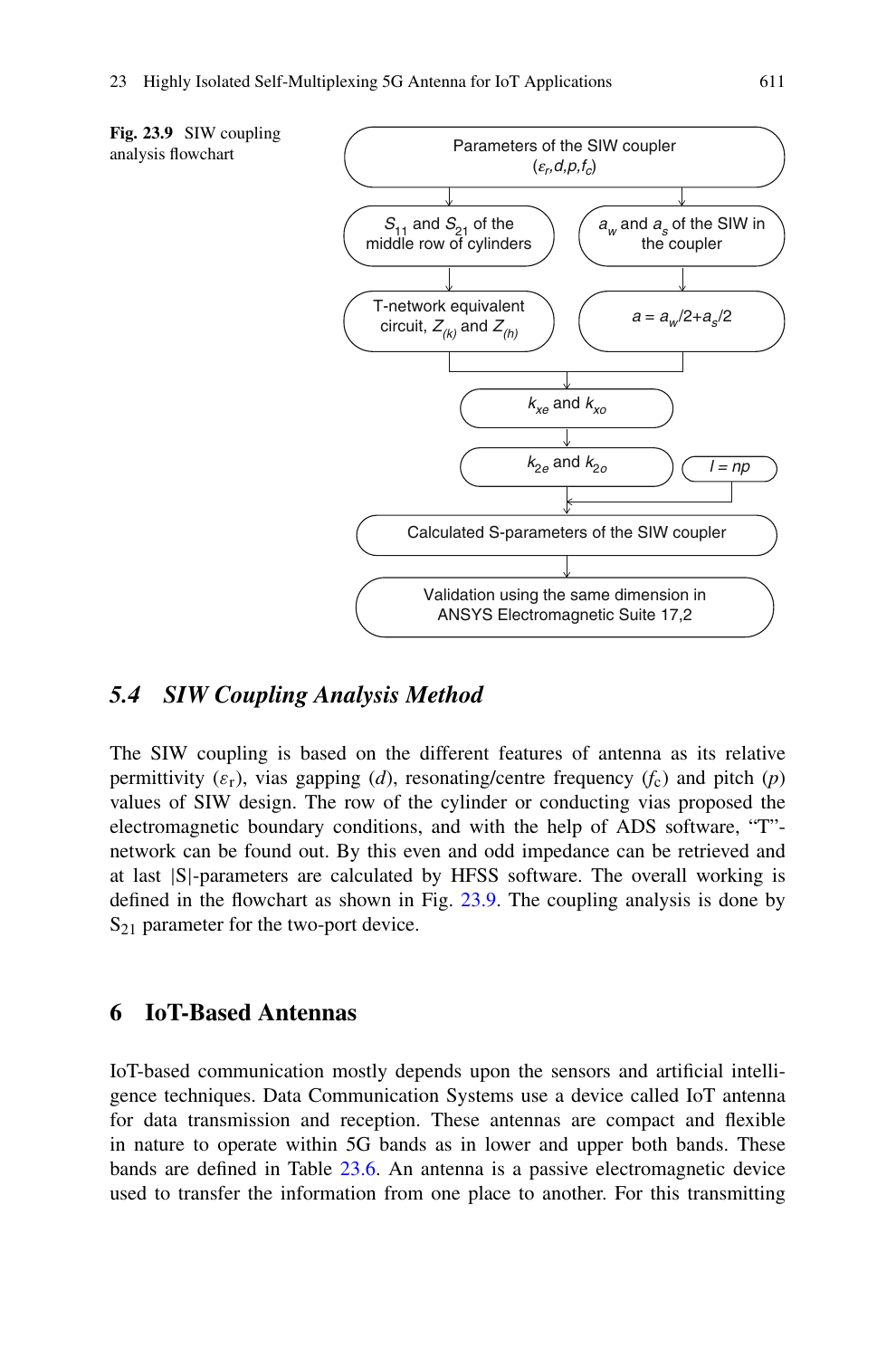**Fig. 23.9** SIW coupling analysis flowchart

Parameters of the SIW coupler ($\varepsilon_r$, $d$, $p$, $f_c$)

$S_{11}$ and $S_{21}$ of the middle row of cylinders

$a_w$ and $a_s$ of the SIW in the coupler

T-network equivalent circuit, $Z_{(k)}$ and $Z_{(h)}$

$a = a_w/2 + a_s/2$

$k_{xe}$ and $k_{xo}$

$k_{2e}$ and $k_{2o}$

$l = np$

Calculated S-parameters of the SIW coupler

Validation using the same dimension in ANSYS Electromagnetic Suite 17,2

### 5.4 *SIW Coupling Analysis Method*

The SIW coupling is based on the different features of antenna as its relative permittivity ($\varepsilon_r$), vias gapping ($d$), resonating/centre frequency ($f_c$) and pitch ($p$) values of SIW design. The row of the cylinder or conducting vias proposed the electromagnetic boundary conditions, and with the help of ADS software, "T"-network can be found out. By this even and odd impedance can be retrieved and at last |S|-parameters are calculated by HFSS software. The overall working is defined in the flowchart as shown in Fig. 23.9. The coupling analysis is done by $S_{21}$ parameter for the two-port device.

## 6 IoT-Based Antennas

IoT-based communication mostly depends upon the sensors and artificial intelligence techniques. Data Communication Systems use a device called IoT antenna for data transmission and reception. These antennas are compact and flexible in nature to operate within 5G bands as in lower and upper both bands. These bands are defined in Table 23.6. An antenna is a passive electromagnetic device used to transfer the information from one place to another. For this transmitting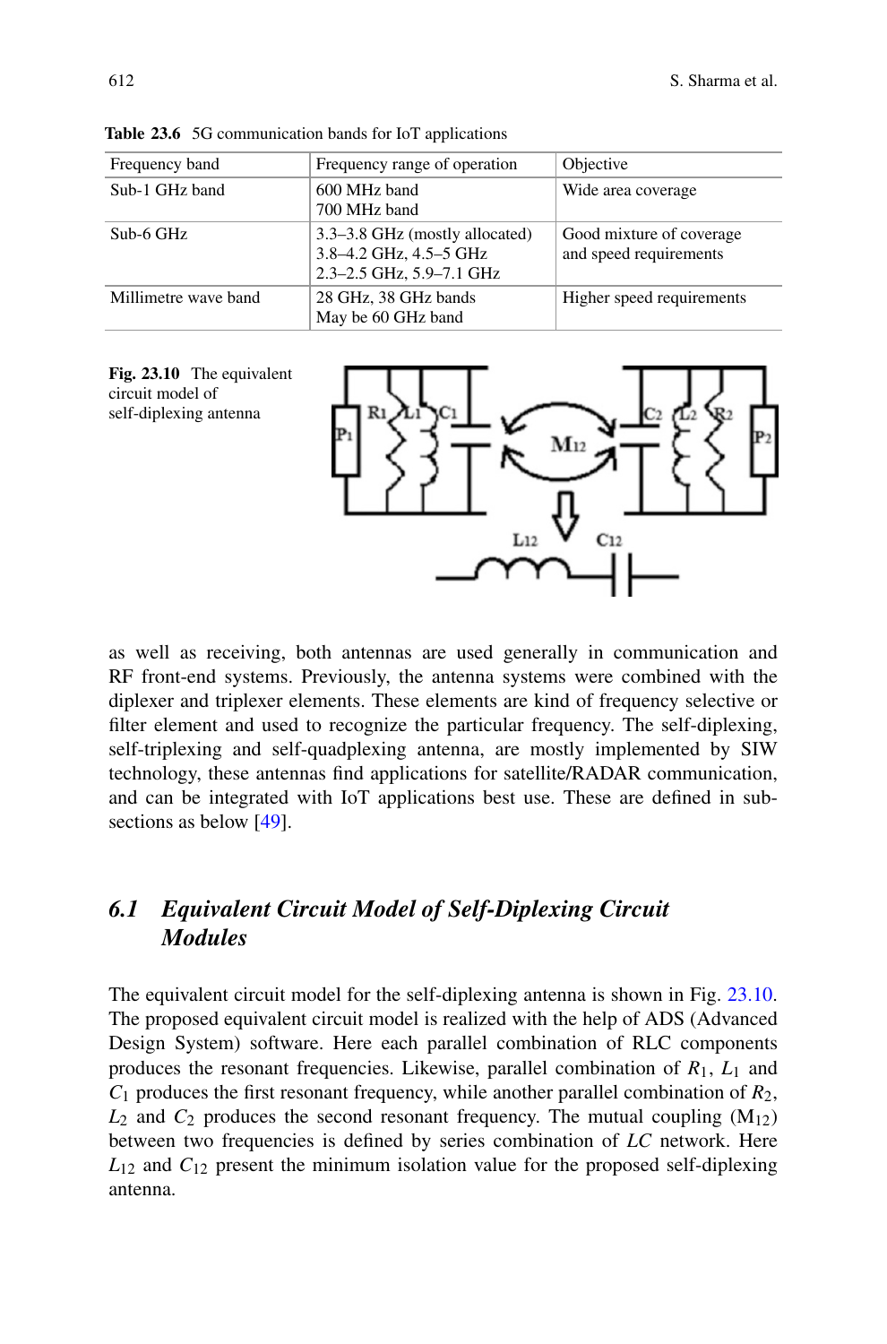**Table 23.6** 5G communication bands for IoT applications

| Frequency band | Frequency range of operation | Objective |
|---|---|---|
| Sub-1 GHz band | 600 MHz band<br>700 MHz band | Wide area coverage |
| Sub-6 GHz | 3.3–3.8 GHz (mostly allocated)<br>3.8–4.2 GHz, 4.5–5 GHz<br>2.3–2.5 GHz, 5.9–7.1 GHz | Good mixture of coverage and speed requirements |
| Millimetre wave band | 28 GHz, 38 GHz bands<br>May be 60 GHz band | Higher speed requirements |

**Fig. 23.10** The equivalent circuit model of self-diplexing antenna

as well as receiving, both antennas are used generally in communication and RF front-end systems. Previously, the antenna systems were combined with the diplexer and triplexer elements. These elements are kind of frequency selective or filter element and used to recognize the particular frequency. The self-diplexing, self-triplexing and self-quadplexing antenna, are mostly implemented by SIW technology, these antennas find applications for satellite/RADAR communication, and can be integrated with IoT applications best use. These are defined in subsections as below [49].

## 6.1 Equivalent Circuit Model of Self-Diplexing Circuit Modules

The equivalent circuit model for the self-diplexing antenna is shown in Fig. 23.10. The proposed equivalent circuit model is realized with the help of ADS (Advanced Design System) software. Here each parallel combination of RLC components produces the resonant frequencies. Likewise, parallel combination of $R_1$, $L_1$ and $C_1$ produces the first resonant frequency, while another parallel combination of $R_2$, $L_2$ and $C_2$ produces the second resonant frequency. The mutual coupling ($M_{12}$) between two frequencies is defined by series combination of *LC* network. Here $L_{12}$ and $C_{12}$ present the minimum isolation value for the proposed self-diplexing antenna.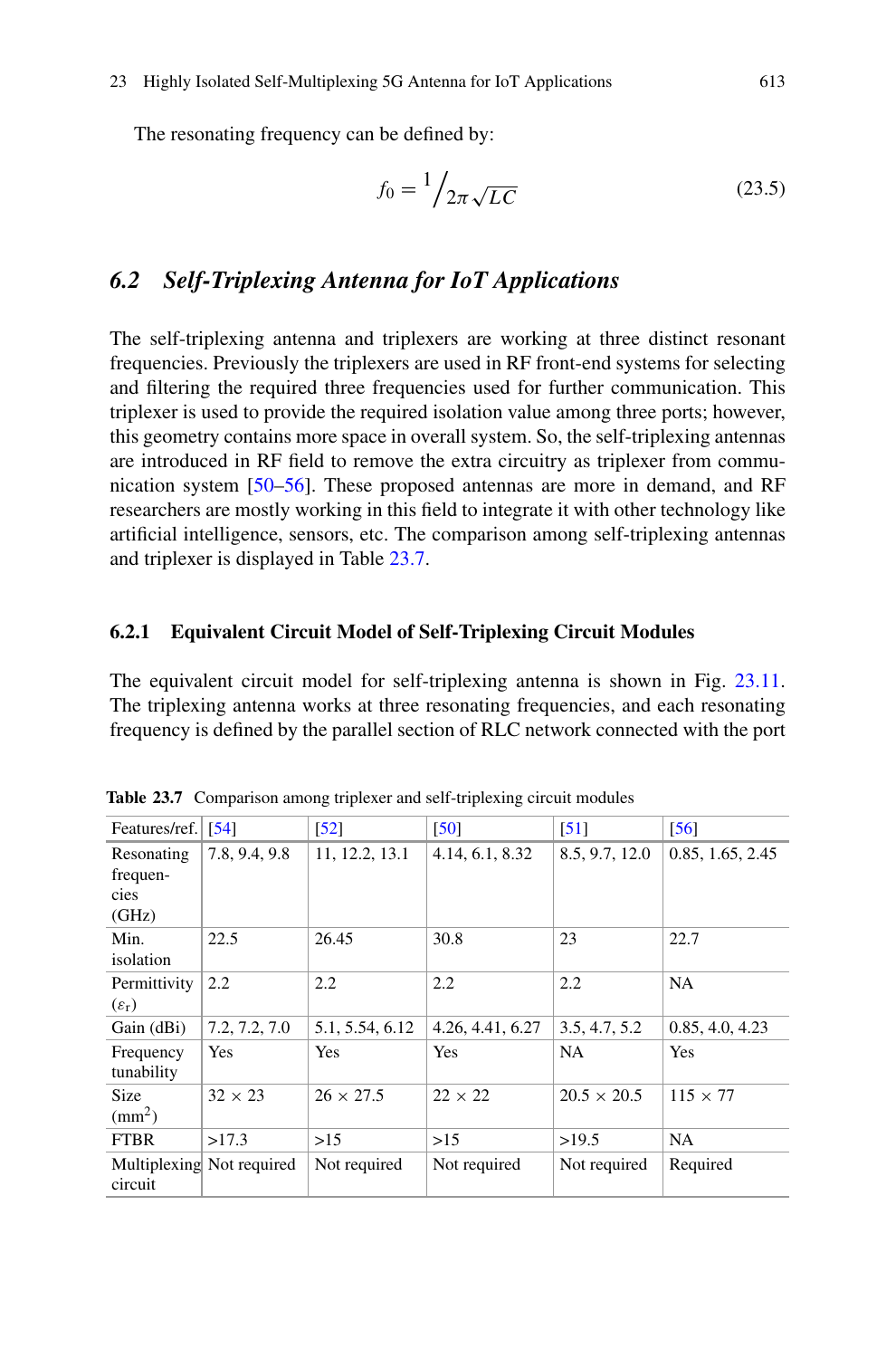The resonating frequency can be defined by:

$$f_0 = 1 \Big/ 2\pi\sqrt{LC} \tag{23.5}$$

## 6.2 *Self-Triplexing Antenna for IoT Applications*

The self-triplexing antenna and triplexers are working at three distinct resonant frequencies. Previously the triplexers are used in RF front-end systems for selecting and filtering the required three frequencies used for further communication. This triplexer is used to provide the required isolation value among three ports; however, this geometry contains more space in overall system. So, the self-triplexing antennas are introduced in RF field to remove the extra circuitry as triplexer from communication system [50–56]. These proposed antennas are more in demand, and RF researchers are mostly working in this field to integrate it with other technology like artificial intelligence, sensors, etc. The comparison among self-triplexing antennas and triplexer is displayed in Table 23.7.

### 6.2.1 Equivalent Circuit Model of Self-Triplexing Circuit Modules

The equivalent circuit model for self-triplexing antenna is shown in Fig. 23.11. The triplexing antenna works at three resonating frequencies, and each resonating frequency is defined by the parallel section of RLC network connected with the port

**Table 23.7** Comparison among triplexer and self-triplexing circuit modules

| Features/ref. | [54] | [52] | [50] | [51] | [56] |
|---|---|---|---|---|---|
| Resonating frequencies (GHz) | 7.8, 9.4, 9.8 | 11, 12.2, 13.1 | 4.14, 6.1, 8.32 | 8.5, 9.7, 12.0 | 0.85, 1.65, 2.45 |
| Min. isolation | 22.5 | 26.45 | 30.8 | 23 | 22.7 |
| Permittivity ($\varepsilon_r$) | 2.2 | 2.2 | 2.2 | 2.2 | NA |
| Gain (dBi) | 7.2, 7.2, 7.0 | 5.1, 5.54, 6.12 | 4.26, 4.41, 6.27 | 3.5, 4.7, 5.2 | 0.85, 4.0, 4.23 |
| Frequency tunability | Yes | Yes | Yes | NA | Yes |
| Size (mm$^2$) | 32 × 23 | 26 × 27.5 | 22 × 22 | 20.5 × 20.5 | 115 × 77 |
| FTBR | >17.3 | >15 | >15 | >19.5 | NA |
| Multiplexing circuit | Not required | Not required | Not required | Not required | Required |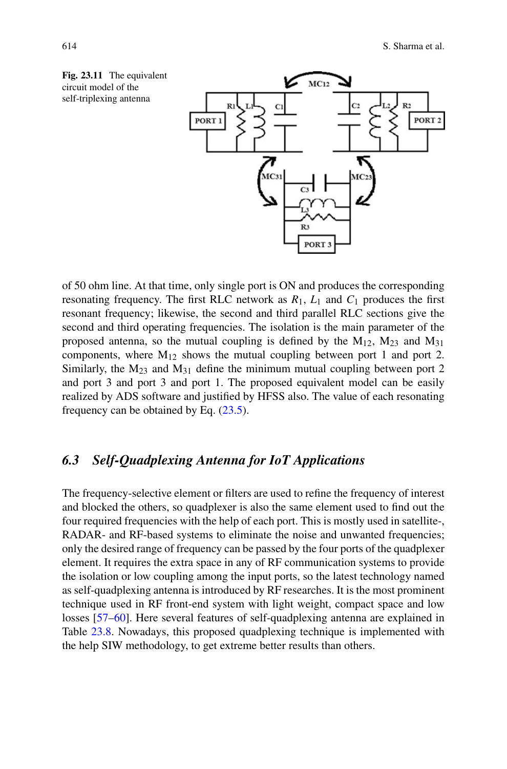**Fig. 23.11** The equivalent circuit model of the self-triplexing antenna

of 50 ohm line. At that time, only single port is ON and produces the corresponding resonating frequency. The first RLC network as $R_1$, $L_1$ and $C_1$ produces the first resonant frequency; likewise, the second and third parallel RLC sections give the second and third operating frequencies. The isolation is the main parameter of the proposed antenna, so the mutual coupling is defined by the $M_{12}$, $M_{23}$ and $M_{31}$ components, where $M_{12}$ shows the mutual coupling between port 1 and port 2. Similarly, the $M_{23}$ and $M_{31}$ define the minimum mutual coupling between port 2 and port 3 and port 3 and port 1. The proposed equivalent model can be easily realized by ADS software and justified by HFSS also. The value of each resonating frequency can be obtained by Eq. (23.5).

### 6.3 *Self-Quadplexing Antenna for IoT Applications*

The frequency-selective element or filters are used to refine the frequency of interest and blocked the others, so quadplexer is also the same element used to find out the four required frequencies with the help of each port. This is mostly used in satellite-, RADAR- and RF-based systems to eliminate the noise and unwanted frequencies; only the desired range of frequency can be passed by the four ports of the quadplexer element. It requires the extra space in any of RF communication systems to provide the isolation or low coupling among the input ports, so the latest technology named as self-quadplexing antenna is introduced by RF researches. It is the most prominent technique used in RF front-end system with light weight, compact space and low losses [57–60]. Here several features of self-quadplexing antenna are explained in Table 23.8. Nowadays, this proposed quadplexing technique is implemented with the help SIW methodology, to get extreme better results than others.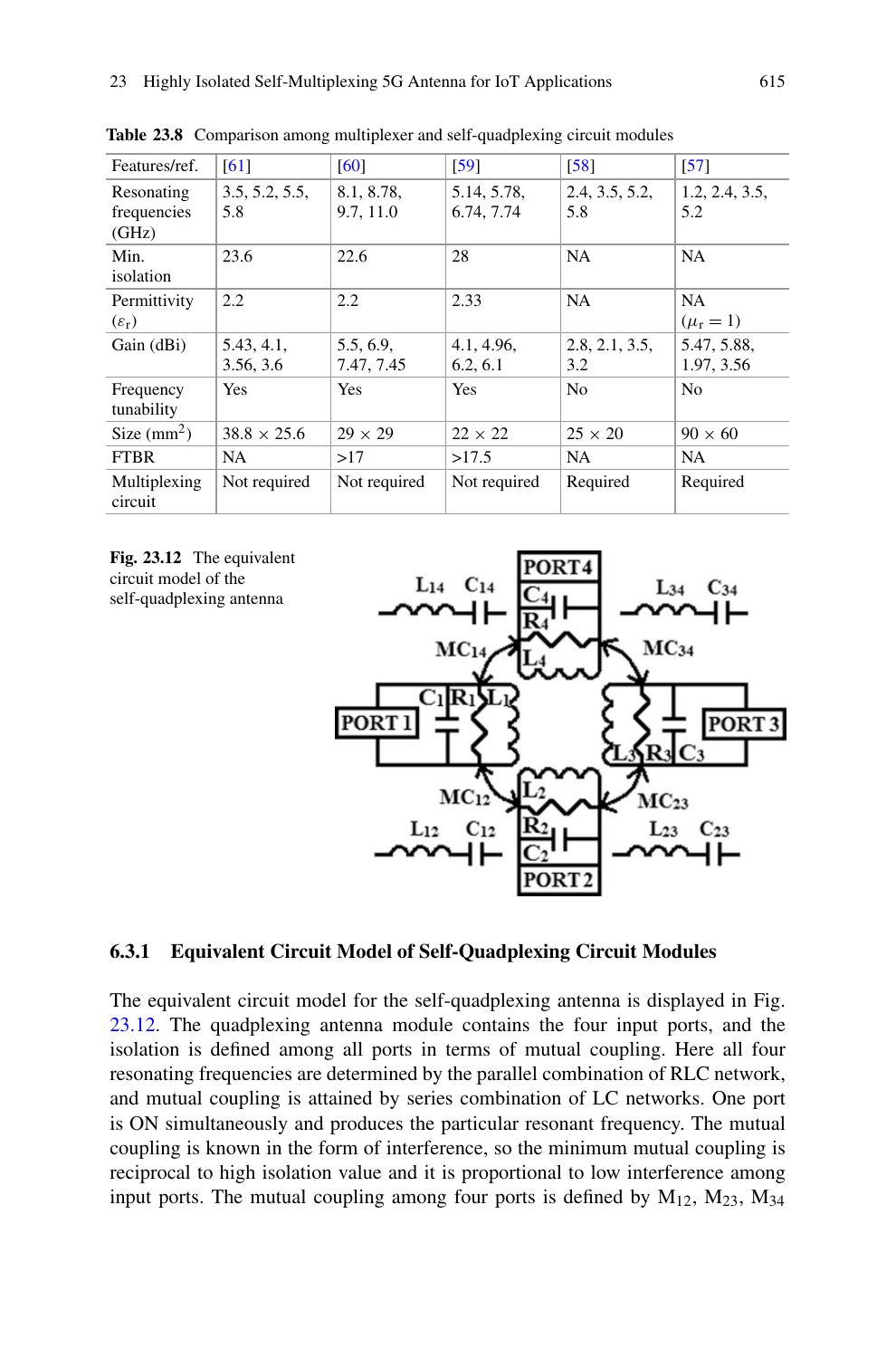**Table 23.8** Comparison among multiplexer and self-quadplexing circuit modules

| Features/ref. | [61] | [60] | [59] | [58] | [57] |
|---|---|---|---|---|---|
| Resonating frequencies (GHz) | 3.5, 5.2, 5.5, 5.8 | 8.1, 8.78, 9.7, 11.0 | 5.14, 5.78, 6.74, 7.74 | 2.4, 3.5, 5.2, 5.8 | 1.2, 2.4, 3.5, 5.2 |
| Min. isolation | 23.6 | 22.6 | 28 | NA | NA |
| Permittivity ($\varepsilon_r$) | 2.2 | 2.2 | 2.33 | NA | NA ($\mu_r = 1$) |
| Gain (dBi) | 5.43, 4.1, 3.56, 3.6 | 5.5, 6.9, 7.47, 7.45 | 4.1, 4.96, 6.2, 6.1 | 2.8, 2.1, 3.5, 3.2 | 5.47, 5.88, 1.97, 3.56 |
| Frequency tunability | Yes | Yes | Yes | No | No |
| Size (mm$^2$) | 38.8 × 25.6 | 29 × 29 | 22 × 22 | 25 × 20 | 90 × 60 |
| FTBR | NA | >17 | >17.5 | NA | NA |
| Multiplexing circuit | Not required | Not required | Not required | Required | Required |

**Fig. 23.12** The equivalent circuit model of the self-quadplexing antenna

### 6.3.1 Equivalent Circuit Model of Self-Quadplexing Circuit Modules

The equivalent circuit model for the self-quadplexing antenna is displayed in Fig. 23.12. The quadplexing antenna module contains the four input ports, and the isolation is defined among all ports in terms of mutual coupling. Here all four resonating frequencies are determined by the parallel combination of RLC network, and mutual coupling is attained by series combination of LC networks. One port is ON simultaneously and produces the particular resonant frequency. The mutual coupling is known in the form of interference, so the minimum mutual coupling is reciprocal to high isolation value and it is proportional to low interference among input ports. The mutual coupling among four ports is defined by $M_{12}$, $M_{23}$, $M_{34}$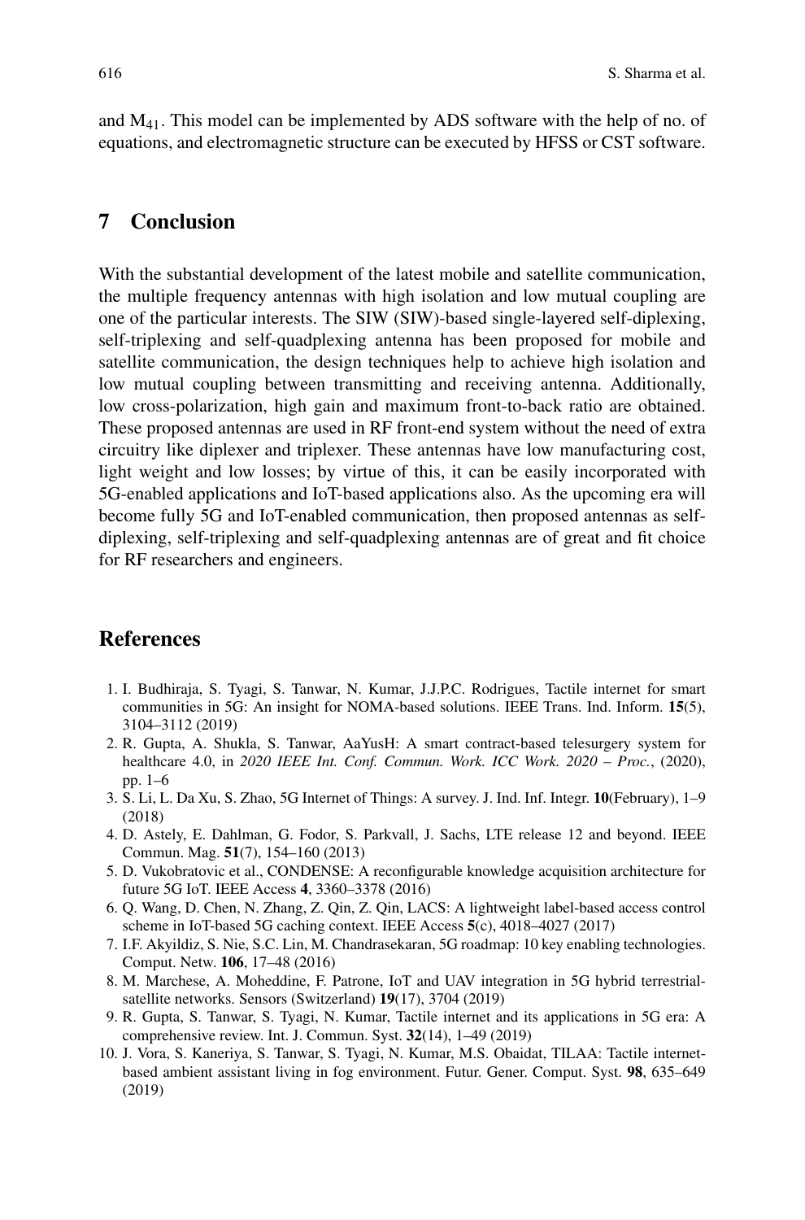and $M_{41}$. This model can be implemented by ADS software with the help of no. of equations, and electromagnetic structure can be executed by HFSS or CST software.

## 7 Conclusion

With the substantial development of the latest mobile and satellite communication, the multiple frequency antennas with high isolation and low mutual coupling are one of the particular interests. The SIW (SIW)-based single-layered self-diplexing, self-triplexing and self-quadplexing antenna has been proposed for mobile and satellite communication, the design techniques help to achieve high isolation and low mutual coupling between transmitting and receiving antenna. Additionally, low cross-polarization, high gain and maximum front-to-back ratio are obtained. These proposed antennas are used in RF front-end system without the need of extra circuitry like diplexer and triplexer. These antennas have low manufacturing cost, light weight and low losses; by virtue of this, it can be easily incorporated with 5G-enabled applications and IoT-based applications also. As the upcoming era will become fully 5G and IoT-enabled communication, then proposed antennas as self-diplexing, self-triplexing and self-quadplexing antennas are of great and fit choice for RF researchers and engineers.

## References

1. I. Budhiraja, S. Tyagi, S. Tanwar, N. Kumar, J.J.P.C. Rodrigues, Tactile internet for smart communities in 5G: An insight for NOMA-based solutions. IEEE Trans. Ind. Inform. **15**(5), 3104–3112 (2019)
2. R. Gupta, A. Shukla, S. Tanwar, AaYusH: A smart contract-based telesurgery system for healthcare 4.0, in *2020 IEEE Int. Conf. Commun. Work. ICC Work. 2020 – Proc.*, (2020), pp. 1–6
3. S. Li, L. Da Xu, S. Zhao, 5G Internet of Things: A survey. J. Ind. Inf. Integr. **10**(February), 1–9 (2018)
4. D. Astely, E. Dahlman, G. Fodor, S. Parkvall, J. Sachs, LTE release 12 and beyond. IEEE Commun. Mag. **51**(7), 154–160 (2013)
5. D. Vukobratovic et al., CONDENSE: A reconfigurable knowledge acquisition architecture for future 5G IoT. IEEE Access **4**, 3360–3378 (2016)
6. Q. Wang, D. Chen, N. Zhang, Z. Qin, Z. Qin, LACS: A lightweight label-based access control scheme in IoT-based 5G caching context. IEEE Access **5**(c), 4018–4027 (2017)
7. I.F. Akyildiz, S. Nie, S.C. Lin, M. Chandrasekaran, 5G roadmap: 10 key enabling technologies. Comput. Netw. **106**, 17–48 (2016)
8. M. Marchese, A. Moheddine, F. Patrone, IoT and UAV integration in 5G hybrid terrestrial-satellite networks. Sensors (Switzerland) **19**(17), 3704 (2019)
9. R. Gupta, S. Tanwar, S. Tyagi, N. Kumar, Tactile internet and its applications in 5G era: A comprehensive review. Int. J. Commun. Syst. **32**(14), 1–49 (2019)
10. J. Vora, S. Kaneriya, S. Tanwar, S. Tyagi, N. Kumar, M.S. Obaidat, TILAA: Tactile internet-based ambient assistant living in fog environment. Futur. Gener. Comput. Syst. **98**, 635–649 (2019)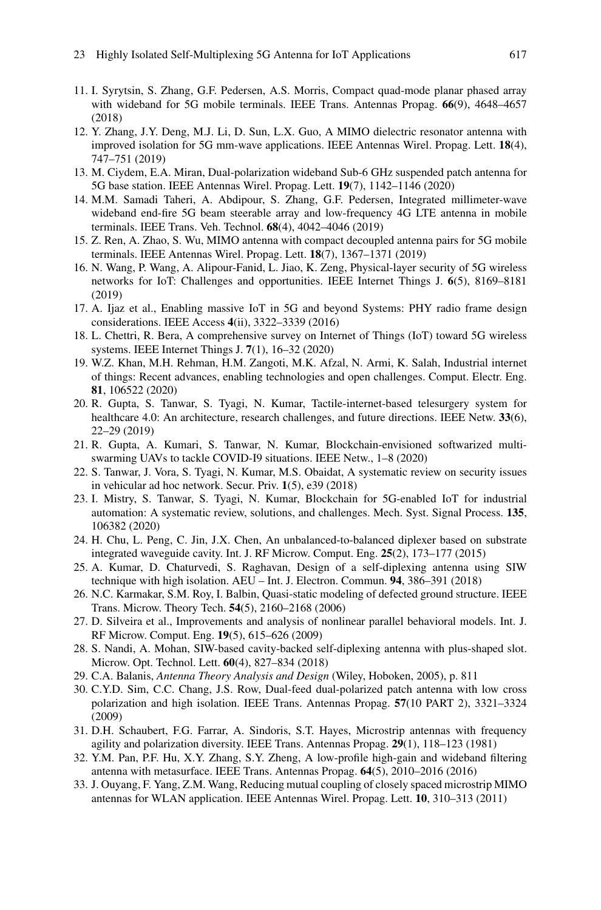11. I. Syrytsin, S. Zhang, G.F. Pedersen, A.S. Morris, Compact quad-mode planar phased array with wideband for 5G mobile terminals. IEEE Trans. Antennas Propag. **66**(9), 4648–4657 (2018)
12. Y. Zhang, J.Y. Deng, M.J. Li, D. Sun, L.X. Guo, A MIMO dielectric resonator antenna with improved isolation for 5G mm-wave applications. IEEE Antennas Wirel. Propag. Lett. **18**(4), 747–751 (2019)
13. M. Ciydem, E.A. Miran, Dual-polarization wideband Sub-6 GHz suspended patch antenna for 5G base station. IEEE Antennas Wirel. Propag. Lett. **19**(7), 1142–1146 (2020)
14. M.M. Samadi Taheri, A. Abdipour, S. Zhang, G.F. Pedersen, Integrated millimeter-wave wideband end-fire 5G beam steerable array and low-frequency 4G LTE antenna in mobile terminals. IEEE Trans. Veh. Technol. **68**(4), 4042–4046 (2019)
15. Z. Ren, A. Zhao, S. Wu, MIMO antenna with compact decoupled antenna pairs for 5G mobile terminals. IEEE Antennas Wirel. Propag. Lett. **18**(7), 1367–1371 (2019)
16. N. Wang, P. Wang, A. Alipour-Fanid, L. Jiao, K. Zeng, Physical-layer security of 5G wireless networks for IoT: Challenges and opportunities. IEEE Internet Things J. **6**(5), 8169–8181 (2019)
17. A. Ijaz et al., Enabling massive IoT in 5G and beyond Systems: PHY radio frame design considerations. IEEE Access **4**(ii), 3322–3339 (2016)
18. L. Chettri, R. Bera, A comprehensive survey on Internet of Things (IoT) toward 5G wireless systems. IEEE Internet Things J. **7**(1), 16–32 (2020)
19. W.Z. Khan, M.H. Rehman, H.M. Zangoti, M.K. Afzal, N. Armi, K. Salah, Industrial internet of things: Recent advances, enabling technologies and open challenges. Comput. Electr. Eng. **81**, 106522 (2020)
20. R. Gupta, S. Tanwar, S. Tyagi, N. Kumar, Tactile-internet-based telesurgery system for healthcare 4.0: An architecture, research challenges, and future directions. IEEE Netw. **33**(6), 22–29 (2019)
21. R. Gupta, A. Kumari, S. Tanwar, N. Kumar, Blockchain-envisioned softwarized multi-swarming UAVs to tackle COVID-I9 situations. IEEE Netw., 1–8 (2020)
22. S. Tanwar, J. Vora, S. Tyagi, N. Kumar, M.S. Obaidat, A systematic review on security issues in vehicular ad hoc network. Secur. Priv. **1**(5), e39 (2018)
23. I. Mistry, S. Tanwar, S. Tyagi, N. Kumar, Blockchain for 5G-enabled IoT for industrial automation: A systematic review, solutions, and challenges. Mech. Syst. Signal Process. **135**, 106382 (2020)
24. H. Chu, L. Peng, C. Jin, J.X. Chen, An unbalanced-to-balanced diplexer based on substrate integrated waveguide cavity. Int. J. RF Microw. Comput. Eng. **25**(2), 173–177 (2015)
25. A. Kumar, D. Chaturvedi, S. Raghavan, Design of a self-diplexing antenna using SIW technique with high isolation. AEU – Int. J. Electron. Commun. **94**, 386–391 (2018)
26. N.C. Karmakar, S.M. Roy, I. Balbin, Quasi-static modeling of defected ground structure. IEEE Trans. Microw. Theory Tech. **54**(5), 2160–2168 (2006)
27. D. Silveira et al., Improvements and analysis of nonlinear parallel behavioral models. Int. J. RF Microw. Comput. Eng. **19**(5), 615–626 (2009)
28. S. Nandi, A. Mohan, SIW-based cavity-backed self-diplexing antenna with plus-shaped slot. Microw. Opt. Technol. Lett. **60**(4), 827–834 (2018)
29. C.A. Balanis, *Antenna Theory Analysis and Design* (Wiley, Hoboken, 2005), p. 811
30. C.Y.D. Sim, C.C. Chang, J.S. Row, Dual-feed dual-polarized patch antenna with low cross polarization and high isolation. IEEE Trans. Antennas Propag. **57**(10 PART 2), 3321–3324 (2009)
31. D.H. Schaubert, F.G. Farrar, A. Sindoris, S.T. Hayes, Microstrip antennas with frequency agility and polarization diversity. IEEE Trans. Antennas Propag. **29**(1), 118–123 (1981)
32. Y.M. Pan, P.F. Hu, X.Y. Zhang, S.Y. Zheng, A low-profile high-gain and wideband filtering antenna with metasurface. IEEE Trans. Antennas Propag. **64**(5), 2010–2016 (2016)
33. J. Ouyang, F. Yang, Z.M. Wang, Reducing mutual coupling of closely spaced microstrip MIMO antennas for WLAN application. IEEE Antennas Wirel. Propag. Lett. **10**, 310–313 (2011)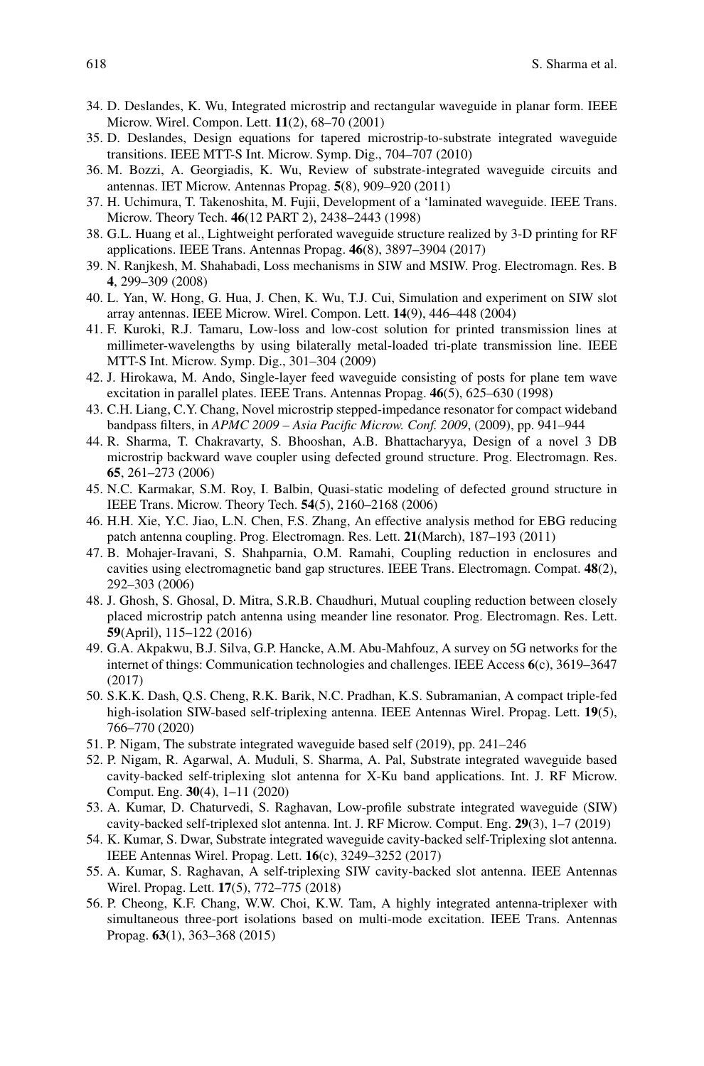34. D. Deslandes, K. Wu, Integrated microstrip and rectangular waveguide in planar form. IEEE Microw. Wirel. Compon. Lett. **11**(2), 68–70 (2001)
35. D. Deslandes, Design equations for tapered microstrip-to-substrate integrated waveguide transitions. IEEE MTT-S Int. Microw. Symp. Dig., 704–707 (2010)
36. M. Bozzi, A. Georgiadis, K. Wu, Review of substrate-integrated waveguide circuits and antennas. IET Microw. Antennas Propag. **5**(8), 909–920 (2011)
37. H. Uchimura, T. Takenoshita, M. Fujii, Development of a 'laminated waveguide. IEEE Trans. Microw. Theory Tech. **46**(12 PART 2), 2438–2443 (1998)
38. G.L. Huang et al., Lightweight perforated waveguide structure realized by 3-D printing for RF applications. IEEE Trans. Antennas Propag. **46**(8), 3897–3904 (2017)
39. N. Ranjkesh, M. Shahabadi, Loss mechanisms in SIW and MSIW. Prog. Electromagn. Res. B **4**, 299–309 (2008)
40. L. Yan, W. Hong, G. Hua, J. Chen, K. Wu, T.J. Cui, Simulation and experiment on SIW slot array antennas. IEEE Microw. Wirel. Compon. Lett. **14**(9), 446–448 (2004)
41. F. Kuroki, R.J. Tamaru, Low-loss and low-cost solution for printed transmission lines at millimeter-wavelengths by using bilaterally metal-loaded tri-plate transmission line. IEEE MTT-S Int. Microw. Symp. Dig., 301–304 (2009)
42. J. Hirokawa, M. Ando, Single-layer feed waveguide consisting of posts for plane tem wave excitation in parallel plates. IEEE Trans. Antennas Propag. **46**(5), 625–630 (1998)
43. C.H. Liang, C.Y. Chang, Novel microstrip stepped-impedance resonator for compact wideband bandpass filters, in *APMC 2009 – Asia Pacific Microw. Conf. 2009*, (2009), pp. 941–944
44. R. Sharma, T. Chakravarty, S. Bhooshan, A.B. Bhattacharyya, Design of a novel 3 DB microstrip backward wave coupler using defected ground structure. Prog. Electromagn. Res. **65**, 261–273 (2006)
45. N.C. Karmakar, S.M. Roy, I. Balbin, Quasi-static modeling of defected ground structure in IEEE Trans. Microw. Theory Tech. **54**(5), 2160–2168 (2006)
46. H.H. Xie, Y.C. Jiao, L.N. Chen, F.S. Zhang, An effective analysis method for EBG reducing patch antenna coupling. Prog. Electromagn. Res. Lett. **21**(March), 187–193 (2011)
47. B. Mohajer-Iravani, S. Shahparnia, O.M. Ramahi, Coupling reduction in enclosures and cavities using electromagnetic band gap structures. IEEE Trans. Electromagn. Compat. **48**(2), 292–303 (2006)
48. J. Ghosh, S. Ghosal, D. Mitra, S.R.B. Chaudhuri, Mutual coupling reduction between closely placed microstrip patch antenna using meander line resonator. Prog. Electromagn. Res. Lett. **59**(April), 115–122 (2016)
49. G.A. Akpakwu, B.J. Silva, G.P. Hancke, A.M. Abu-Mahfouz, A survey on 5G networks for the internet of things: Communication technologies and challenges. IEEE Access **6**(c), 3619–3647 (2017)
50. S.K.K. Dash, Q.S. Cheng, R.K. Barik, N.C. Pradhan, K.S. Subramanian, A compact triple-fed high-isolation SIW-based self-triplexing antenna. IEEE Antennas Wirel. Propag. Lett. **19**(5), 766–770 (2020)
51. P. Nigam, The substrate integrated waveguide based self (2019), pp. 241–246
52. P. Nigam, R. Agarwal, A. Muduli, S. Sharma, A. Pal, Substrate integrated waveguide based cavity-backed self-triplexing slot antenna for X-Ku band applications. Int. J. RF Microw. Comput. Eng. **30**(4), 1–11 (2020)
53. A. Kumar, D. Chaturvedi, S. Raghavan, Low-profile substrate integrated waveguide (SIW) cavity-backed self-triplexed slot antenna. Int. J. RF Microw. Comput. Eng. **29**(3), 1–7 (2019)
54. K. Kumar, S. Dwar, Substrate integrated waveguide cavity-backed self-Triplexing slot antenna. IEEE Antennas Wirel. Propag. Lett. **16**(c), 3249–3252 (2017)
55. A. Kumar, S. Raghavan, A self-triplexing SIW cavity-backed slot antenna. IEEE Antennas Wirel. Propag. Lett. **17**(5), 772–775 (2018)
56. P. Cheong, K.F. Chang, W.W. Choi, K.W. Tam, A highly integrated antenna-triplexer with simultaneous three-port isolations based on multi-mode excitation. IEEE Trans. Antennas Propag. **63**(1), 363–368 (2015)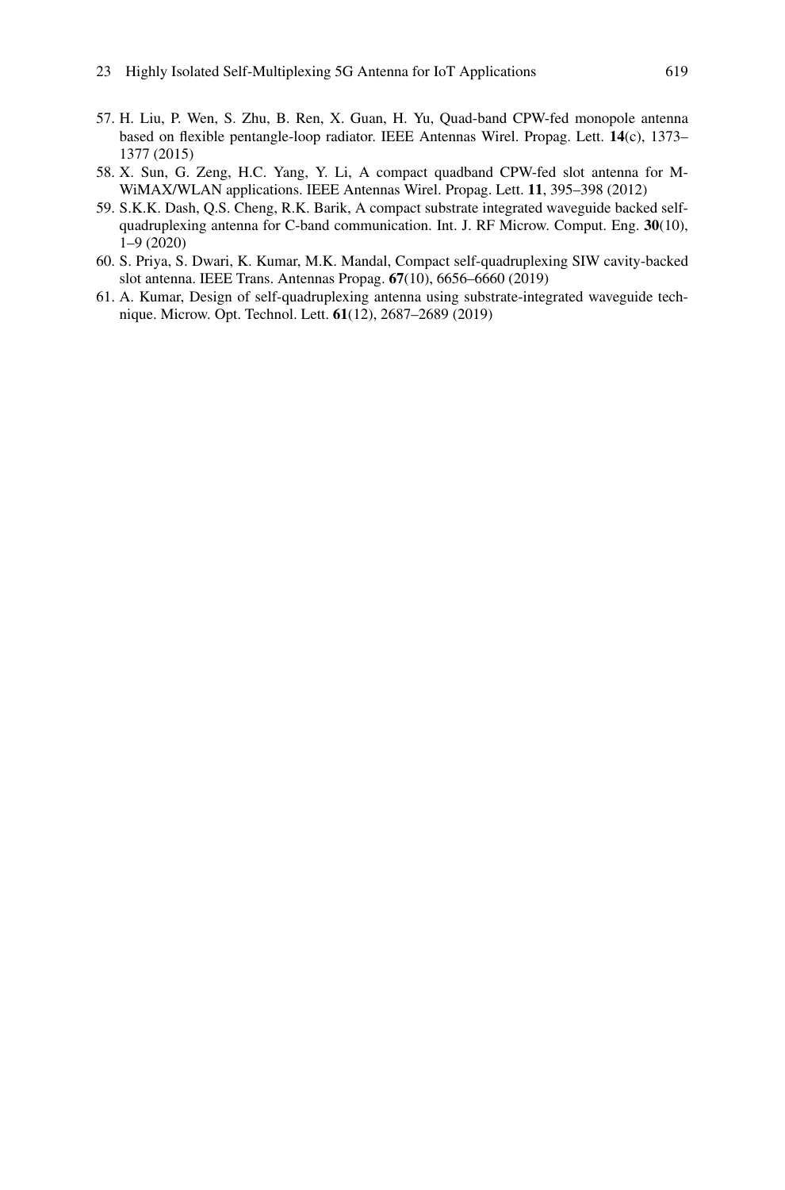57. H. Liu, P. Wen, S. Zhu, B. Ren, X. Guan, H. Yu, Quad-band CPW-fed monopole antenna based on flexible pentangle-loop radiator. IEEE Antennas Wirel. Propag. Lett. **14**(c), 1373–1377 (2015)
58. X. Sun, G. Zeng, H.C. Yang, Y. Li, A compact quadband CPW-fed slot antenna for M-WiMAX/WLAN applications. IEEE Antennas Wirel. Propag. Lett. **11**, 395–398 (2012)
59. S.K.K. Dash, Q.S. Cheng, R.K. Barik, A compact substrate integrated waveguide backed self-quadruplexing antenna for C-band communication. Int. J. RF Microw. Comput. Eng. **30**(10), 1–9 (2020)
60. S. Priya, S. Dwari, K. Kumar, M.K. Mandal, Compact self-quadruplexing SIW cavity-backed slot antenna. IEEE Trans. Antennas Propag. **67**(10), 6656–6660 (2019)
61. A. Kumar, Design of self-quadruplexing antenna using substrate-integrated waveguide technique. Microw. Opt. Technol. Lett. **61**(12), 2687–2689 (2019)